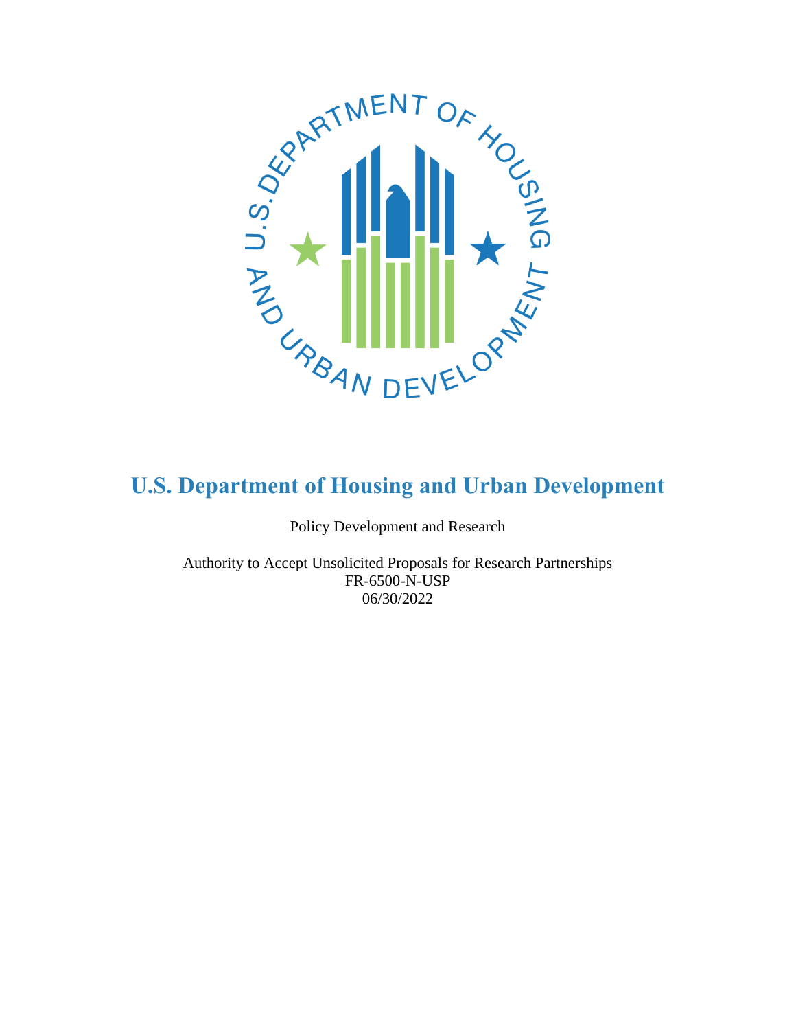# U.S. Department of Housing and Urban Development

Policy Development and Research

Authority to Accept Unsolicited Proposals for Research Partnerships
FR-6500-N-USP
06/30/2022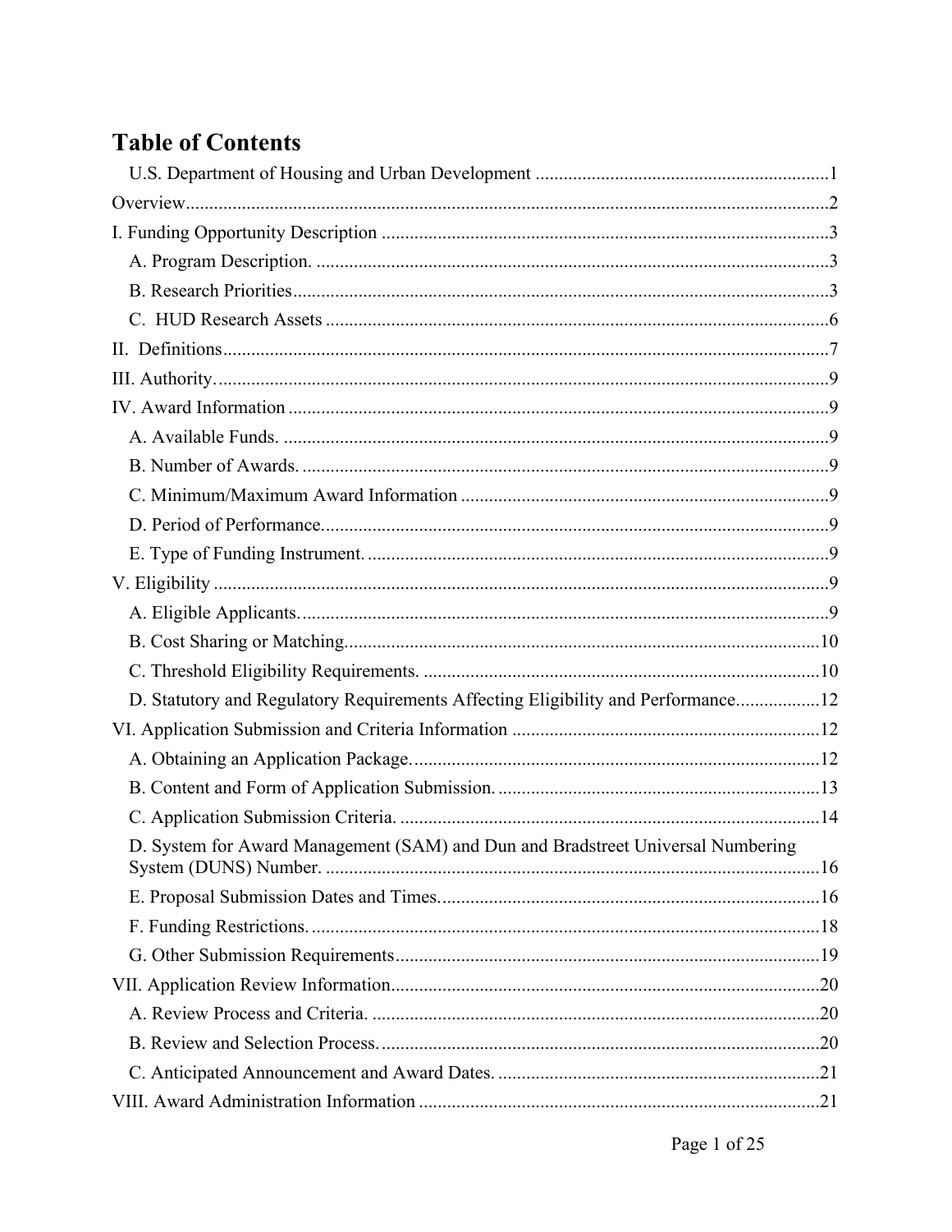# Table of Contents

- U.S. Department of Housing and Urban Development ....... 1
- Overview ....... 2
- I. Funding Opportunity Description ....... 3
  - A. Program Description. ....... 3
  - B. Research Priorities ....... 3
  - C. HUD Research Assets ....... 6
- II. Definitions ....... 7
- III. Authority. ....... 9
- IV. Award Information ....... 9
  - A. Available Funds. ....... 9
  - B. Number of Awards. ....... 9
  - C. Minimum/Maximum Award Information ....... 9
  - D. Period of Performance. ....... 9
  - E. Type of Funding Instrument. ....... 9
- V. Eligibility ....... 9
  - A. Eligible Applicants. ....... 9
  - B. Cost Sharing or Matching. ....... 10
  - C. Threshold Eligibility Requirements. ....... 10
  - D. Statutory and Regulatory Requirements Affecting Eligibility and Performance. ....... 12
- VI. Application Submission and Criteria Information ....... 12
  - A. Obtaining an Application Package. ....... 12
  - B. Content and Form of Application Submission. ....... 13
  - C. Application Submission Criteria. ....... 14
  - D. System for Award Management (SAM) and Dun and Bradstreet Universal Numbering System (DUNS) Number. ....... 16
  - E. Proposal Submission Dates and Times. ....... 16
  - F. Funding Restrictions. ....... 18
  - G. Other Submission Requirements ....... 19
- VII. Application Review Information ....... 20
  - A. Review Process and Criteria. ....... 20
  - B. Review and Selection Process. ....... 20
  - C. Anticipated Announcement and Award Dates. ....... 21
- VIII. Award Administration Information ....... 21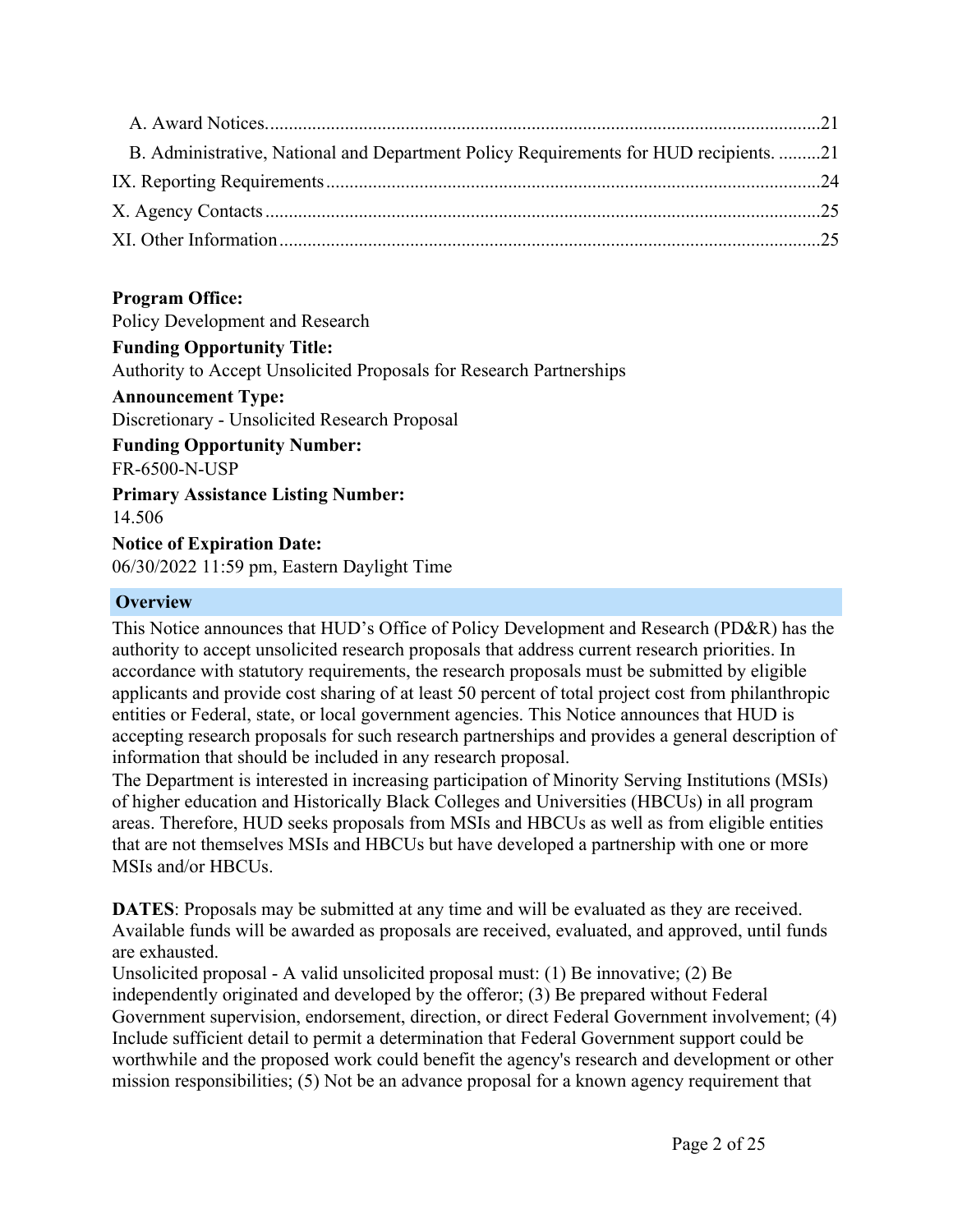A. Award Notices......................................................................................................................21

B. Administrative, National and Department Policy Requirements for HUD recipients. .........21

IX. Reporting Requirements.........................................................................................................24

X. Agency Contacts......................................................................................................................25

XI. Other Information...................................................................................................................25

**Program Office:**
Policy Development and Research

**Funding Opportunity Title:**
Authority to Accept Unsolicited Proposals for Research Partnerships

**Announcement Type:**
Discretionary - Unsolicited Research Proposal

**Funding Opportunity Number:**
FR-6500-N-USP

**Primary Assistance Listing Number:**
14.506

**Notice of Expiration Date:**
06/30/2022 11:59 pm, Eastern Daylight Time

## Overview

This Notice announces that HUD's Office of Policy Development and Research (PD&R) has the authority to accept unsolicited research proposals that address current research priorities. In accordance with statutory requirements, the research proposals must be submitted by eligible applicants and provide cost sharing of at least 50 percent of total project cost from philanthropic entities or Federal, state, or local government agencies. This Notice announces that HUD is accepting research proposals for such research partnerships and provides a general description of information that should be included in any research proposal.

The Department is interested in increasing participation of Minority Serving Institutions (MSIs) of higher education and Historically Black Colleges and Universities (HBCUs) in all program areas. Therefore, HUD seeks proposals from MSIs and HBCUs as well as from eligible entities that are not themselves MSIs and HBCUs but have developed a partnership with one or more MSIs and/or HBCUs.

**DATES**: Proposals may be submitted at any time and will be evaluated as they are received. Available funds will be awarded as proposals are received, evaluated, and approved, until funds are exhausted.

Unsolicited proposal - A valid unsolicited proposal must: (1) Be innovative; (2) Be independently originated and developed by the offeror; (3) Be prepared without Federal Government supervision, endorsement, direction, or direct Federal Government involvement; (4) Include sufficient detail to permit a determination that Federal Government support could be worthwhile and the proposed work could benefit the agency's research and development or other mission responsibilities; (5) Not be an advance proposal for a known agency requirement that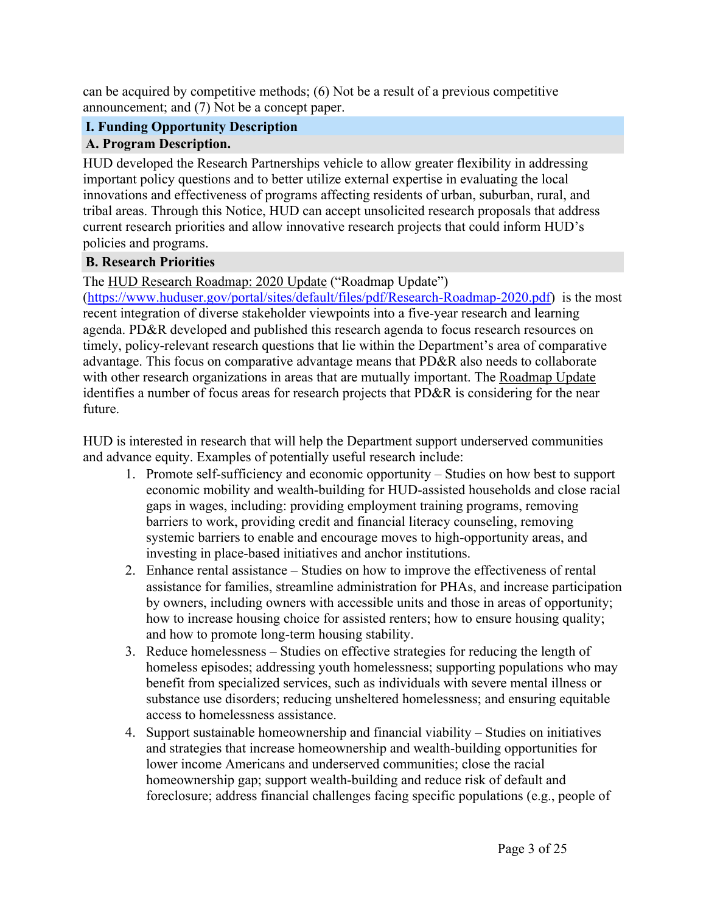can be acquired by competitive methods; (6) Not be a result of a previous competitive announcement; and (7) Not be a concept paper.

## I. Funding Opportunity Description

### A. Program Description.

HUD developed the Research Partnerships vehicle to allow greater flexibility in addressing important policy questions and to better utilize external expertise in evaluating the local innovations and effectiveness of programs affecting residents of urban, suburban, rural, and tribal areas. Through this Notice, HUD can accept unsolicited research proposals that address current research priorities and allow innovative research projects that could inform HUD's policies and programs.

### B. Research Priorities

The HUD Research Roadmap: 2020 Update ("Roadmap Update") (https://www.huduser.gov/portal/sites/default/files/pdf/Research-Roadmap-2020.pdf) is the most recent integration of diverse stakeholder viewpoints into a five-year research and learning agenda. PD&R developed and published this research agenda to focus research resources on timely, policy-relevant research questions that lie within the Department's area of comparative advantage. This focus on comparative advantage means that PD&R also needs to collaborate with other research organizations in areas that are mutually important. The Roadmap Update identifies a number of focus areas for research projects that PD&R is considering for the near future.

HUD is interested in research that will help the Department support underserved communities and advance equity. Examples of potentially useful research include:

1. Promote self-sufficiency and economic opportunity – Studies on how best to support economic mobility and wealth-building for HUD-assisted households and close racial gaps in wages, including: providing employment training programs, removing barriers to work, providing credit and financial literacy counseling, removing systemic barriers to enable and encourage moves to high-opportunity areas, and investing in place-based initiatives and anchor institutions.
2. Enhance rental assistance – Studies on how to improve the effectiveness of rental assistance for families, streamline administration for PHAs, and increase participation by owners, including owners with accessible units and those in areas of opportunity; how to increase housing choice for assisted renters; how to ensure housing quality; and how to promote long-term housing stability.
3. Reduce homelessness – Studies on effective strategies for reducing the length of homeless episodes; addressing youth homelessness; supporting populations who may benefit from specialized services, such as individuals with severe mental illness or substance use disorders; reducing unsheltered homelessness; and ensuring equitable access to homelessness assistance.
4. Support sustainable homeownership and financial viability – Studies on initiatives and strategies that increase homeownership and wealth-building opportunities for lower income Americans and underserved communities; close the racial homeownership gap; support wealth-building and reduce risk of default and foreclosure; address financial challenges facing specific populations (e.g., people of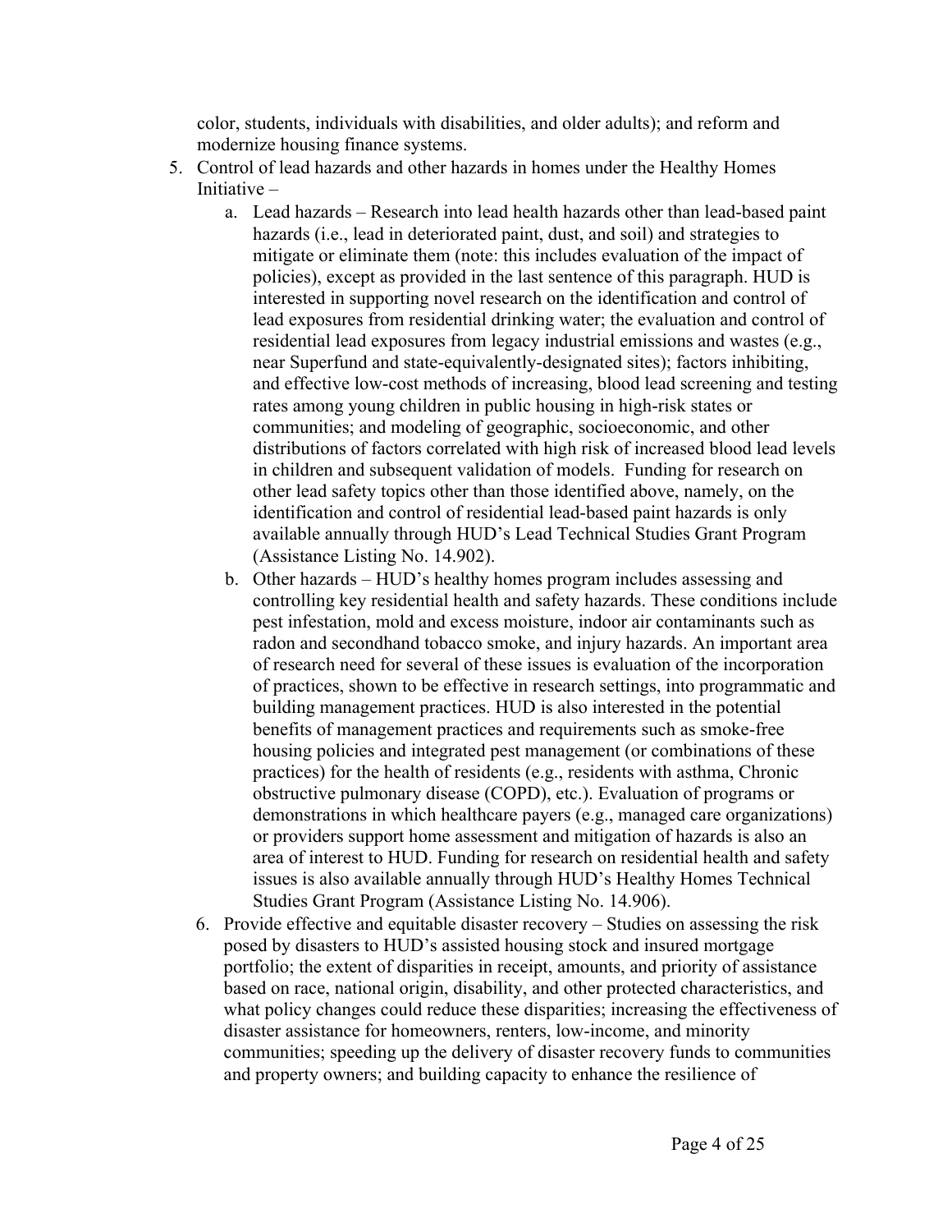color, students, individuals with disabilities, and older adults); and reform and modernize housing finance systems.

5. Control of lead hazards and other hazards in homes under the Healthy Homes Initiative –
    a. Lead hazards – Research into lead health hazards other than lead-based paint hazards (i.e., lead in deteriorated paint, dust, and soil) and strategies to mitigate or eliminate them (note: this includes evaluation of the impact of policies), except as provided in the last sentence of this paragraph. HUD is interested in supporting novel research on the identification and control of lead exposures from residential drinking water; the evaluation and control of residential lead exposures from legacy industrial emissions and wastes (e.g., near Superfund and state-equivalently-designated sites); factors inhibiting, and effective low-cost methods of increasing, blood lead screening and testing rates among young children in public housing in high-risk states or communities; and modeling of geographic, socioeconomic, and other distributions of factors correlated with high risk of increased blood lead levels in children and subsequent validation of models. Funding for research on other lead safety topics other than those identified above, namely, on the identification and control of residential lead-based paint hazards is only available annually through HUD's Lead Technical Studies Grant Program (Assistance Listing No. 14.902).
    b. Other hazards – HUD's healthy homes program includes assessing and controlling key residential health and safety hazards. These conditions include pest infestation, mold and excess moisture, indoor air contaminants such as radon and secondhand tobacco smoke, and injury hazards. An important area of research need for several of these issues is evaluation of the incorporation of practices, shown to be effective in research settings, into programmatic and building management practices. HUD is also interested in the potential benefits of management practices and requirements such as smoke-free housing policies and integrated pest management (or combinations of these practices) for the health of residents (e.g., residents with asthma, Chronic obstructive pulmonary disease (COPD), etc.). Evaluation of programs or demonstrations in which healthcare payers (e.g., managed care organizations) or providers support home assessment and mitigation of hazards is also an area of interest to HUD. Funding for research on residential health and safety issues is also available annually through HUD's Healthy Homes Technical Studies Grant Program (Assistance Listing No. 14.906).
6. Provide effective and equitable disaster recovery – Studies on assessing the risk posed by disasters to HUD's assisted housing stock and insured mortgage portfolio; the extent of disparities in receipt, amounts, and priority of assistance based on race, national origin, disability, and other protected characteristics, and what policy changes could reduce these disparities; increasing the effectiveness of disaster assistance for homeowners, renters, low-income, and minority communities; speeding up the delivery of disaster recovery funds to communities and property owners; and building capacity to enhance the resilience of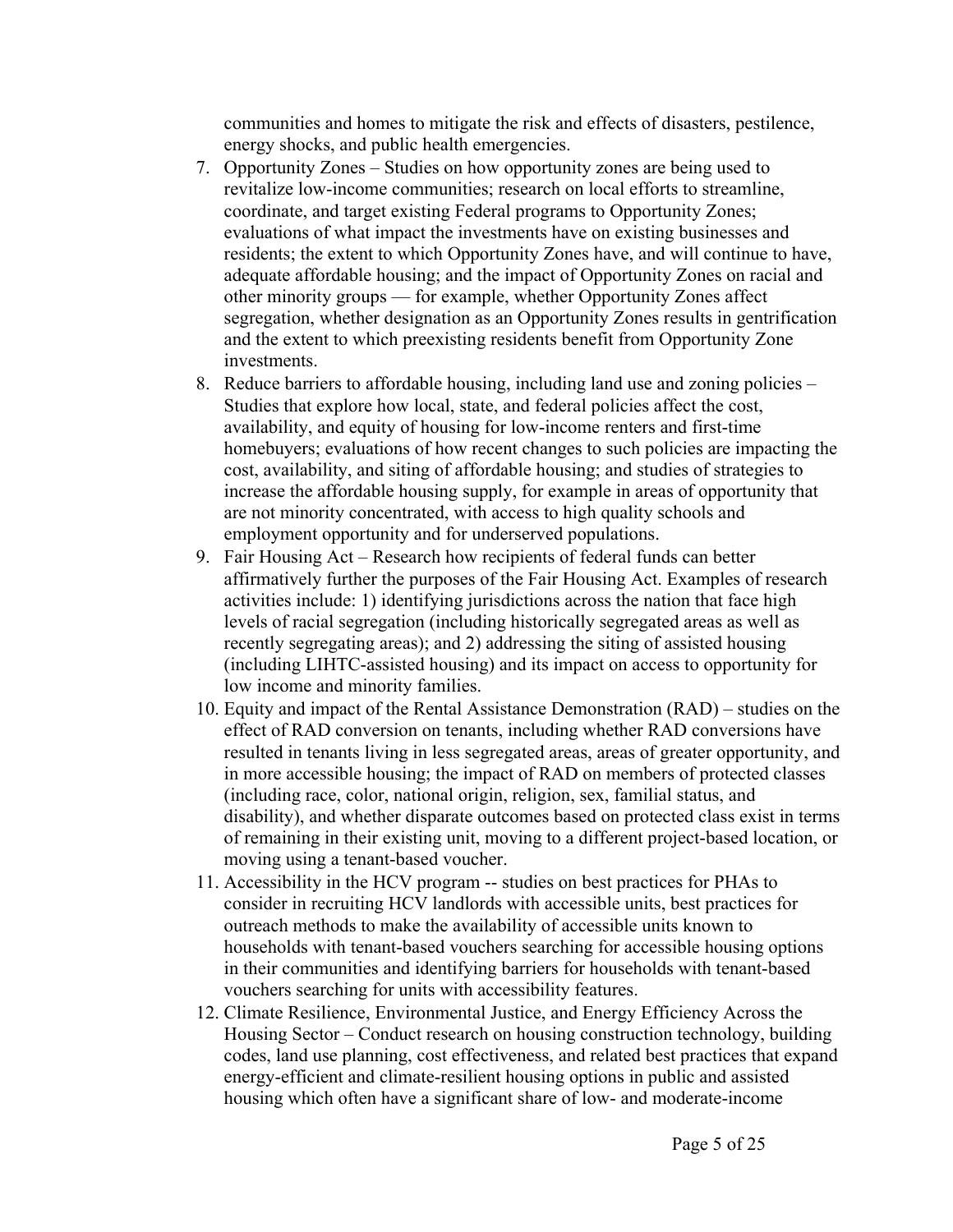communities and homes to mitigate the risk and effects of disasters, pestilence, energy shocks, and public health emergencies.

7. Opportunity Zones – Studies on how opportunity zones are being used to revitalize low-income communities; research on local efforts to streamline, coordinate, and target existing Federal programs to Opportunity Zones; evaluations of what impact the investments have on existing businesses and residents; the extent to which Opportunity Zones have, and will continue to have, adequate affordable housing; and the impact of Opportunity Zones on racial and other minority groups — for example, whether Opportunity Zones affect segregation, whether designation as an Opportunity Zones results in gentrification and the extent to which preexisting residents benefit from Opportunity Zone investments.
8. Reduce barriers to affordable housing, including land use and zoning policies – Studies that explore how local, state, and federal policies affect the cost, availability, and equity of housing for low-income renters and first-time homebuyers; evaluations of how recent changes to such policies are impacting the cost, availability, and siting of affordable housing; and studies of strategies to increase the affordable housing supply, for example in areas of opportunity that are not minority concentrated, with access to high quality schools and employment opportunity and for underserved populations.
9. Fair Housing Act – Research how recipients of federal funds can better affirmatively further the purposes of the Fair Housing Act. Examples of research activities include: 1) identifying jurisdictions across the nation that face high levels of racial segregation (including historically segregated areas as well as recently segregating areas); and 2) addressing the siting of assisted housing (including LIHTC-assisted housing) and its impact on access to opportunity for low income and minority families.
10. Equity and impact of the Rental Assistance Demonstration (RAD) – studies on the effect of RAD conversion on tenants, including whether RAD conversions have resulted in tenants living in less segregated areas, areas of greater opportunity, and in more accessible housing; the impact of RAD on members of protected classes (including race, color, national origin, religion, sex, familial status, and disability), and whether disparate outcomes based on protected class exist in terms of remaining in their existing unit, moving to a different project-based location, or moving using a tenant-based voucher.
11. Accessibility in the HCV program -- studies on best practices for PHAs to consider in recruiting HCV landlords with accessible units, best practices for outreach methods to make the availability of accessible units known to households with tenant-based vouchers searching for accessible housing options in their communities and identifying barriers for households with tenant-based vouchers searching for units with accessibility features.
12. Climate Resilience, Environmental Justice, and Energy Efficiency Across the Housing Sector – Conduct research on housing construction technology, building codes, land use planning, cost effectiveness, and related best practices that expand energy-efficient and climate-resilient housing options in public and assisted housing which often have a significant share of low- and moderate-income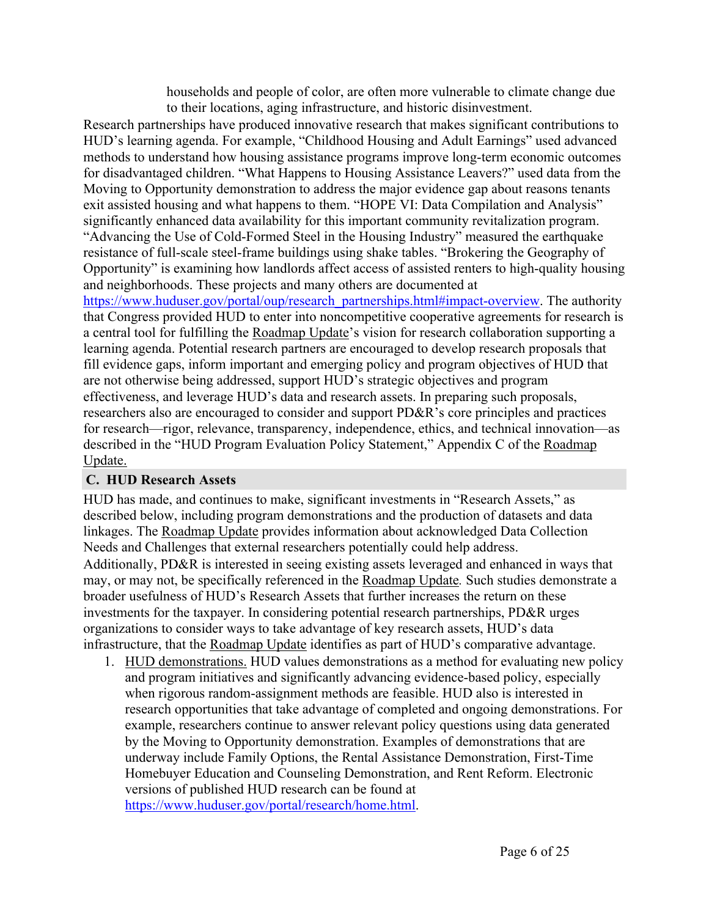households and people of color, are often more vulnerable to climate change due to their locations, aging infrastructure, and historic disinvestment.

Research partnerships have produced innovative research that makes significant contributions to HUD's learning agenda. For example, "Childhood Housing and Adult Earnings" used advanced methods to understand how housing assistance programs improve long-term economic outcomes for disadvantaged children. "What Happens to Housing Assistance Leavers?" used data from the Moving to Opportunity demonstration to address the major evidence gap about reasons tenants exit assisted housing and what happens to them. "HOPE VI: Data Compilation and Analysis" significantly enhanced data availability for this important community revitalization program. "Advancing the Use of Cold-Formed Steel in the Housing Industry" measured the earthquake resistance of full-scale steel-frame buildings using shake tables. "Brokering the Geography of Opportunity" is examining how landlords affect access of assisted renters to high-quality housing and neighborhoods. These projects and many others are documented at https://www.huduser.gov/portal/oup/research_partnerships.html#impact-overview. The authority that Congress provided HUD to enter into noncompetitive cooperative agreements for research is a central tool for fulfilling the Roadmap Update's vision for research collaboration supporting a learning agenda. Potential research partners are encouraged to develop research proposals that fill evidence gaps, inform important and emerging policy and program objectives of HUD that are not otherwise being addressed, support HUD's strategic objectives and program effectiveness, and leverage HUD's data and research assets. In preparing such proposals, researchers also are encouraged to consider and support PD&R's core principles and practices for research—rigor, relevance, transparency, independence, ethics, and technical innovation—as described in the "HUD Program Evaluation Policy Statement," Appendix C of the Roadmap Update.

## C. HUD Research Assets

HUD has made, and continues to make, significant investments in "Research Assets," as described below, including program demonstrations and the production of datasets and data linkages. The Roadmap Update provides information about acknowledged Data Collection Needs and Challenges that external researchers potentially could help address.

Additionally, PD&R is interested in seeing existing assets leveraged and enhanced in ways that may, or may not, be specifically referenced in the *Roadmap Update.* Such studies demonstrate a broader usefulness of HUD's Research Assets that further increases the return on these investments for the taxpayer. In considering potential research partnerships, PD&R urges organizations to consider ways to take advantage of key research assets, HUD's data infrastructure, that the Roadmap Update identifies as part of HUD's comparative advantage.

1. HUD demonstrations. HUD values demonstrations as a method for evaluating new policy and program initiatives and significantly advancing evidence-based policy, especially when rigorous random-assignment methods are feasible. HUD also is interested in research opportunities that take advantage of completed and ongoing demonstrations. For example, researchers continue to answer relevant policy questions using data generated by the Moving to Opportunity demonstration. Examples of demonstrations that are underway include Family Options, the Rental Assistance Demonstration, First-Time Homebuyer Education and Counseling Demonstration, and Rent Reform. Electronic versions of published HUD research can be found at https://www.huduser.gov/portal/research/home.html.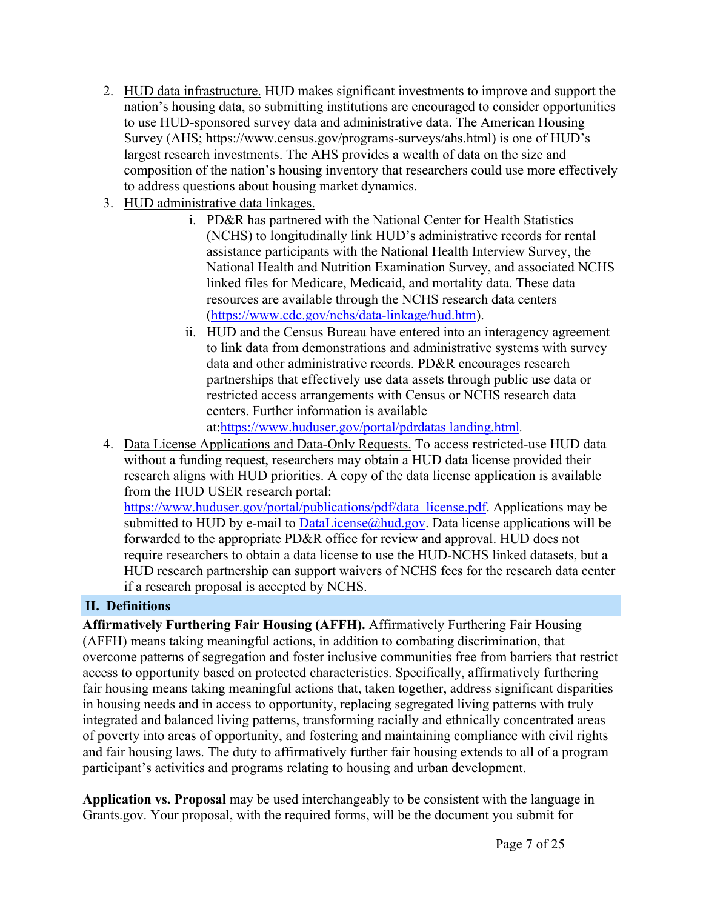2. HUD data infrastructure. HUD makes significant investments to improve and support the nation's housing data, so submitting institutions are encouraged to consider opportunities to use HUD-sponsored survey data and administrative data. The American Housing Survey (AHS; https://www.census.gov/programs-surveys/ahs.html) is one of HUD's largest research investments. The AHS provides a wealth of data on the size and composition of the nation's housing inventory that researchers could use more effectively to address questions about housing market dynamics.
3. HUD administrative data linkages.
   i. PD&R has partnered with the National Center for Health Statistics (NCHS) to longitudinally link HUD's administrative records for rental assistance participants with the National Health Interview Survey, the National Health and Nutrition Examination Survey, and associated NCHS linked files for Medicare, Medicaid, and mortality data. These data resources are available through the NCHS research data centers (https://www.cdc.gov/nchs/data-linkage/hud.htm).
   ii. HUD and the Census Bureau have entered into an interagency agreement to link data from demonstrations and administrative systems with survey data and other administrative records. PD&R encourages research partnerships that effectively use data assets through public use data or restricted access arrangements with Census or NCHS research data centers. Further information is available at:https://www.huduser.gov/portal/pdrdatas landing.html.
4. Data License Applications and Data-Only Requests. To access restricted-use HUD data without a funding request, researchers may obtain a HUD data license provided their research aligns with HUD priorities. A copy of the data license application is available from the HUD USER research portal: https://www.huduser.gov/portal/publications/pdf/data_license.pdf. Applications may be submitted to HUD by e-mail to DataLicense@hud.gov. Data license applications will be forwarded to the appropriate PD&R office for review and approval. HUD does not require researchers to obtain a data license to use the HUD-NCHS linked datasets, but a HUD research partnership can support waivers of NCHS fees for the research data center if a research proposal is accepted by NCHS.

## II. Definitions

**Affirmatively Furthering Fair Housing (AFFH).** Affirmatively Furthering Fair Housing (AFFH) means taking meaningful actions, in addition to combating discrimination, that overcome patterns of segregation and foster inclusive communities free from barriers that restrict access to opportunity based on protected characteristics. Specifically, affirmatively furthering fair housing means taking meaningful actions that, taken together, address significant disparities in housing needs and in access to opportunity, replacing segregated living patterns with truly integrated and balanced living patterns, transforming racially and ethnically concentrated areas of poverty into areas of opportunity, and fostering and maintaining compliance with civil rights and fair housing laws. The duty to affirmatively further fair housing extends to all of a program participant's activities and programs relating to housing and urban development.

**Application vs. Proposal** may be used interchangeably to be consistent with the language in Grants.gov. Your proposal, with the required forms, will be the document you submit for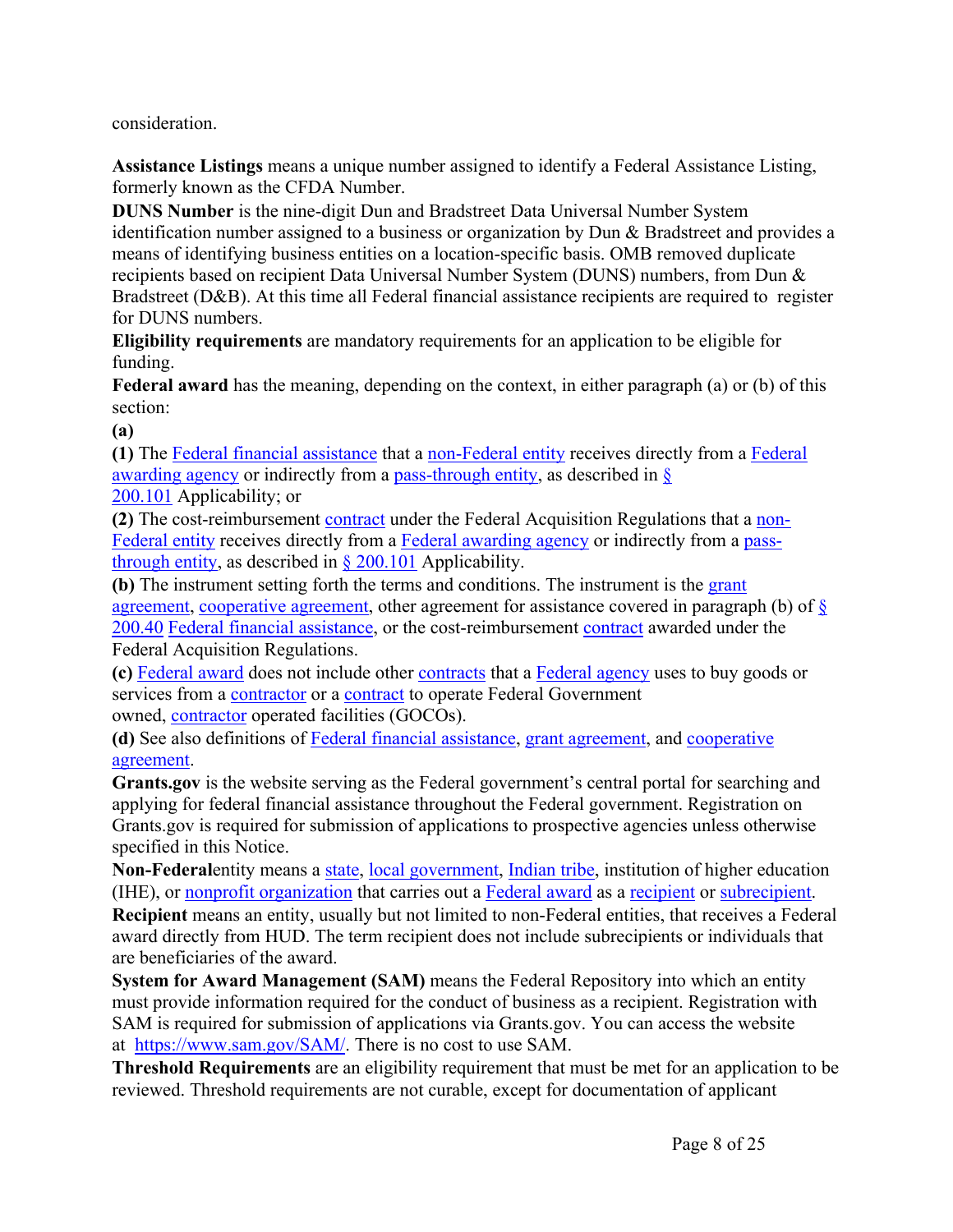consideration.

**Assistance Listings** means a unique number assigned to identify a Federal Assistance Listing, formerly known as the CFDA Number.

**DUNS Number** is the nine-digit Dun and Bradstreet Data Universal Number System identification number assigned to a business or organization by Dun & Bradstreet and provides a means of identifying business entities on a location-specific basis. OMB removed duplicate recipients based on recipient Data Universal Number System (DUNS) numbers, from Dun & Bradstreet (D&B). At this time all Federal financial assistance recipients are required to register for DUNS numbers.

**Eligibility requirements** are mandatory requirements for an application to be eligible for funding.

**Federal award** has the meaning, depending on the context, in either paragraph (a) or (b) of this section:

**(a)**

**(1)** The Federal financial assistance that a non-Federal entity receives directly from a Federal awarding agency or indirectly from a pass-through entity, as described in § 200.101 Applicability; or

**(2)** The cost-reimbursement contract under the Federal Acquisition Regulations that a non-Federal entity receives directly from a Federal awarding agency or indirectly from a pass-through entity, as described in § 200.101 Applicability.

**(b)** The instrument setting forth the terms and conditions. The instrument is the grant agreement, cooperative agreement, other agreement for assistance covered in paragraph (b) of § 200.40 Federal financial assistance, or the cost-reimbursement contract awarded under the Federal Acquisition Regulations.

**(c)** Federal award does not include other contracts that a Federal agency uses to buy goods or services from a contractor or a contract to operate Federal Government owned, contractor operated facilities (GOCOs).

**(d)** See also definitions of Federal financial assistance, grant agreement, and cooperative agreement.

**Grants.gov** is the website serving as the Federal government's central portal for searching and applying for federal financial assistance throughout the Federal government. Registration on Grants.gov is required for submission of applications to prospective agencies unless otherwise specified in this Notice.

**Non-Federal**entity means a state, local government, Indian tribe, institution of higher education (IHE), or nonprofit organization that carries out a Federal award as a recipient or subrecipient.

**Recipient** means an entity, usually but not limited to non-Federal entities, that receives a Federal award directly from HUD. The term recipient does not include subrecipients or individuals that are beneficiaries of the award.

**System for Award Management (SAM)** means the Federal Repository into which an entity must provide information required for the conduct of business as a recipient. Registration with SAM is required for submission of applications via Grants.gov. You can access the website at https://www.sam.gov/SAM/. There is no cost to use SAM.

**Threshold Requirements** are an eligibility requirement that must be met for an application to be reviewed. Threshold requirements are not curable, except for documentation of applicant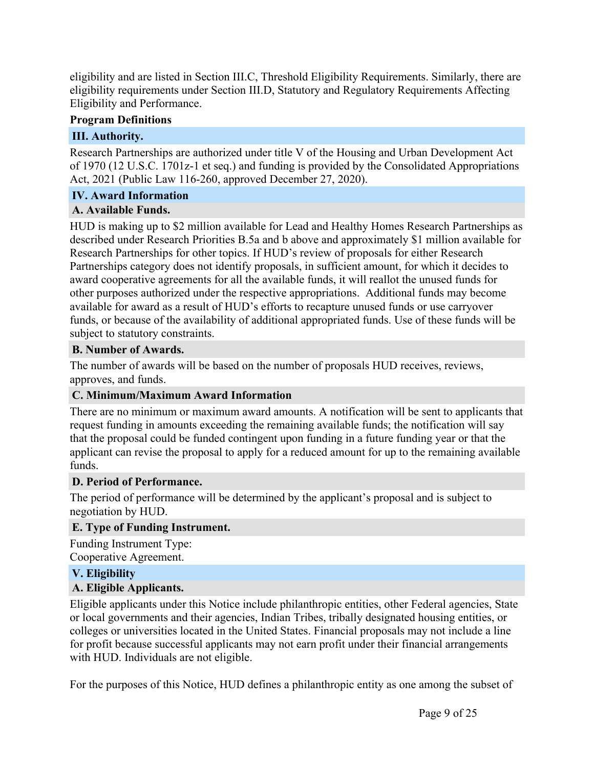eligibility and are listed in Section III.C, Threshold Eligibility Requirements. Similarly, there are eligibility requirements under Section III.D, Statutory and Regulatory Requirements Affecting Eligibility and Performance.

**Program Definitions**

## III. Authority.

Research Partnerships are authorized under title V of the Housing and Urban Development Act of 1970 (12 U.S.C. 1701z-1 et seq.) and funding is provided by the Consolidated Appropriations Act, 2021 (Public Law 116-260, approved December 27, 2020).

## IV. Award Information

### A. Available Funds.

HUD is making up to $2 million available for Lead and Healthy Homes Research Partnerships as described under Research Priorities B.5a and b above and approximately $1 million available for Research Partnerships for other topics. If HUD's review of proposals for either Research Partnerships category does not identify proposals, in sufficient amount, for which it decides to award cooperative agreements for all the available funds, it will reallot the unused funds for other purposes authorized under the respective appropriations. Additional funds may become available for award as a result of HUD's efforts to recapture unused funds or use carryover funds, or because of the availability of additional appropriated funds. Use of these funds will be subject to statutory constraints.

### B. Number of Awards.

The number of awards will be based on the number of proposals HUD receives, reviews, approves, and funds.

### C. Minimum/Maximum Award Information

There are no minimum or maximum award amounts. A notification will be sent to applicants that request funding in amounts exceeding the remaining available funds; the notification will say that the proposal could be funded contingent upon funding in a future funding year or that the applicant can revise the proposal to apply for a reduced amount for up to the remaining available funds.

### D. Period of Performance.

The period of performance will be determined by the applicant's proposal and is subject to negotiation by HUD.

### E. Type of Funding Instrument.

Funding Instrument Type:
Cooperative Agreement.

## V. Eligibility

### A. Eligible Applicants.

Eligible applicants under this Notice include philanthropic entities, other Federal agencies, State or local governments and their agencies, Indian Tribes, tribally designated housing entities, or colleges or universities located in the United States. Financial proposals may not include a line for profit because successful applicants may not earn profit under their financial arrangements with HUD. Individuals are not eligible.

For the purposes of this Notice, HUD defines a philanthropic entity as one among the subset of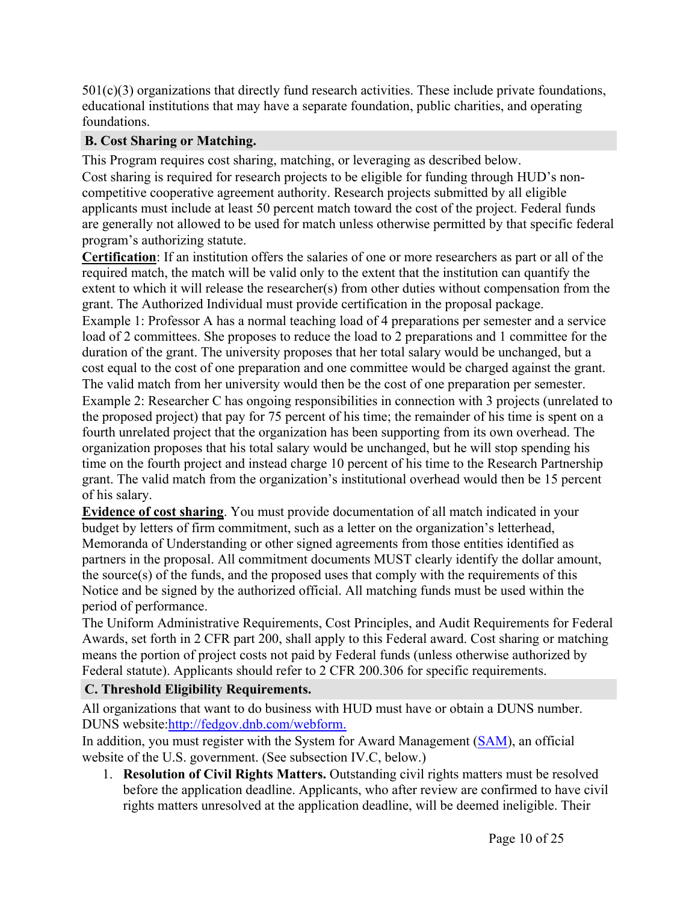501(c)(3) organizations that directly fund research activities. These include private foundations, educational institutions that may have a separate foundation, public charities, and operating foundations.

### B. Cost Sharing or Matching.

This Program requires cost sharing, matching, or leveraging as described below.

Cost sharing is required for research projects to be eligible for funding through HUD's non-competitive cooperative agreement authority. Research projects submitted by all eligible applicants must include at least 50 percent match toward the cost of the project. Federal funds are generally not allowed to be used for match unless otherwise permitted by that specific federal program's authorizing statute.

**Certification**: If an institution offers the salaries of one or more researchers as part or all of the required match, the match will be valid only to the extent that the institution can quantify the extent to which it will release the researcher(s) from other duties without compensation from the grant. The Authorized Individual must provide certification in the proposal package.

Example 1: Professor A has a normal teaching load of 4 preparations per semester and a service load of 2 committees. She proposes to reduce the load to 2 preparations and 1 committee for the duration of the grant. The university proposes that her total salary would be unchanged, but a cost equal to the cost of one preparation and one committee would be charged against the grant. The valid match from her university would then be the cost of one preparation per semester.

Example 2: Researcher C has ongoing responsibilities in connection with 3 projects (unrelated to the proposed project) that pay for 75 percent of his time; the remainder of his time is spent on a fourth unrelated project that the organization has been supporting from its own overhead. The organization proposes that his total salary would be unchanged, but he will stop spending his time on the fourth project and instead charge 10 percent of his time to the Research Partnership grant. The valid match from the organization's institutional overhead would then be 15 percent of his salary.

**Evidence of cost sharing**. You must provide documentation of all match indicated in your budget by letters of firm commitment, such as a letter on the organization's letterhead, Memoranda of Understanding or other signed agreements from those entities identified as partners in the proposal. All commitment documents MUST clearly identify the dollar amount, the source(s) of the funds, and the proposed uses that comply with the requirements of this Notice and be signed by the authorized official. All matching funds must be used within the period of performance.

The Uniform Administrative Requirements, Cost Principles, and Audit Requirements for Federal Awards, set forth in 2 CFR part 200, shall apply to this Federal award. Cost sharing or matching means the portion of project costs not paid by Federal funds (unless otherwise authorized by Federal statute). Applicants should refer to 2 CFR 200.306 for specific requirements.

### C. Threshold Eligibility Requirements.

All organizations that want to do business with HUD must have or obtain a DUNS number. DUNS website:[http://fedgov.dnb.com/webform.](http://fedgov.dnb.com/webform)

In addition, you must register with the System for Award Management (SAM), an official website of the U.S. government. (See subsection IV.C, below.)

1. **Resolution of Civil Rights Matters.** Outstanding civil rights matters must be resolved before the application deadline. Applicants, who after review are confirmed to have civil rights matters unresolved at the application deadline, will be deemed ineligible. Their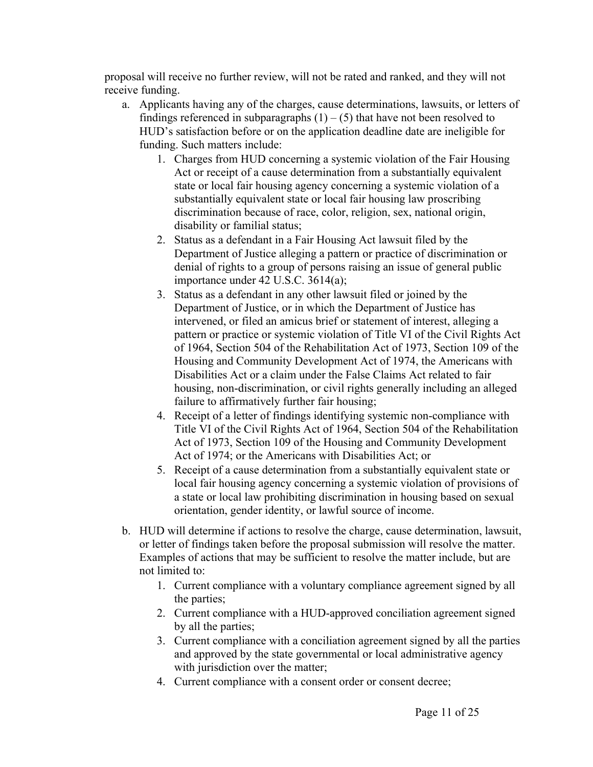proposal will receive no further review, will not be rated and ranked, and they will not receive funding.

a. Applicants having any of the charges, cause determinations, lawsuits, or letters of findings referenced in subparagraphs (1) – (5) that have not been resolved to HUD's satisfaction before or on the application deadline date are ineligible for funding. Such matters include:
    1. Charges from HUD concerning a systemic violation of the Fair Housing Act or receipt of a cause determination from a substantially equivalent state or local fair housing agency concerning a systemic violation of a substantially equivalent state or local fair housing law proscribing discrimination because of race, color, religion, sex, national origin, disability or familial status;
    2. Status as a defendant in a Fair Housing Act lawsuit filed by the Department of Justice alleging a pattern or practice of discrimination or denial of rights to a group of persons raising an issue of general public importance under 42 U.S.C. 3614(a);
    3. Status as a defendant in any other lawsuit filed or joined by the Department of Justice, or in which the Department of Justice has intervened, or filed an amicus brief or statement of interest, alleging a pattern or practice or systemic violation of Title VI of the Civil Rights Act of 1964, Section 504 of the Rehabilitation Act of 1973, Section 109 of the Housing and Community Development Act of 1974, the Americans with Disabilities Act or a claim under the False Claims Act related to fair housing, non-discrimination, or civil rights generally including an alleged failure to affirmatively further fair housing;
    4. Receipt of a letter of findings identifying systemic non-compliance with Title VI of the Civil Rights Act of 1964, Section 504 of the Rehabilitation Act of 1973, Section 109 of the Housing and Community Development Act of 1974; or the Americans with Disabilities Act; or
    5. Receipt of a cause determination from a substantially equivalent state or local fair housing agency concerning a systemic violation of provisions of a state or local law prohibiting discrimination in housing based on sexual orientation, gender identity, or lawful source of income.

b. HUD will determine if actions to resolve the charge, cause determination, lawsuit, or letter of findings taken before the proposal submission will resolve the matter. Examples of actions that may be sufficient to resolve the matter include, but are not limited to:
    1. Current compliance with a voluntary compliance agreement signed by all the parties;
    2. Current compliance with a HUD-approved conciliation agreement signed by all the parties;
    3. Current compliance with a conciliation agreement signed by all the parties and approved by the state governmental or local administrative agency with jurisdiction over the matter;
    4. Current compliance with a consent order or consent decree;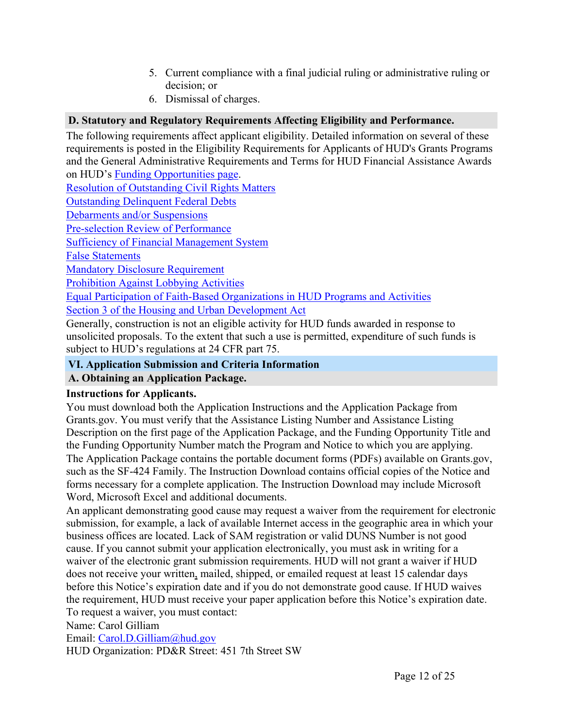5. Current compliance with a final judicial ruling or administrative ruling or decision; or
6. Dismissal of charges.

### D. Statutory and Regulatory Requirements Affecting Eligibility and Performance.

The following requirements affect applicant eligibility. Detailed information on several of these requirements is posted in the Eligibility Requirements for Applicants of HUD's Grants Programs and the General Administrative Requirements and Terms for HUD Financial Assistance Awards on HUD's Funding Opportunities page.

Resolution of Outstanding Civil Rights Matters
Outstanding Delinquent Federal Debts
Debarments and/or Suspensions
Pre-selection Review of Performance
Sufficiency of Financial Management System
False Statements
Mandatory Disclosure Requirement
Prohibition Against Lobbying Activities
Equal Participation of Faith-Based Organizations in HUD Programs and Activities
Section 3 of the Housing and Urban Development Act

Generally, construction is not an eligible activity for HUD funds awarded in response to unsolicited proposals. To the extent that such a use is permitted, expenditure of such funds is subject to HUD's regulations at 24 CFR part 75.

## VI. Application Submission and Criteria Information

### A. Obtaining an Application Package.

**Instructions for Applicants.**

You must download both the Application Instructions and the Application Package from Grants.gov. You must verify that the Assistance Listing Number and Assistance Listing Description on the first page of the Application Package, and the Funding Opportunity Title and the Funding Opportunity Number match the Program and Notice to which you are applying. The Application Package contains the portable document forms (PDFs) available on Grants.gov, such as the SF-424 Family. The Instruction Download contains official copies of the Notice and forms necessary for a complete application. The Instruction Download may include Microsoft Word, Microsoft Excel and additional documents.

An applicant demonstrating good cause may request a waiver from the requirement for electronic submission, for example, a lack of available Internet access in the geographic area in which your business offices are located. Lack of SAM registration or valid DUNS Number is not good cause. If you cannot submit your application electronically, you must ask in writing for a waiver of the electronic grant submission requirements. HUD will not grant a waiver if HUD does not receive your written, mailed, shipped, or emailed request at least 15 calendar days before this Notice's expiration date and if you do not demonstrate good cause. If HUD waives the requirement, HUD must receive your paper application before this Notice's expiration date. To request a waiver, you must contact:

Name: Carol Gilliam
Email: Carol.D.Gilliam@hud.gov
HUD Organization: PD&R Street: 451 7th Street SW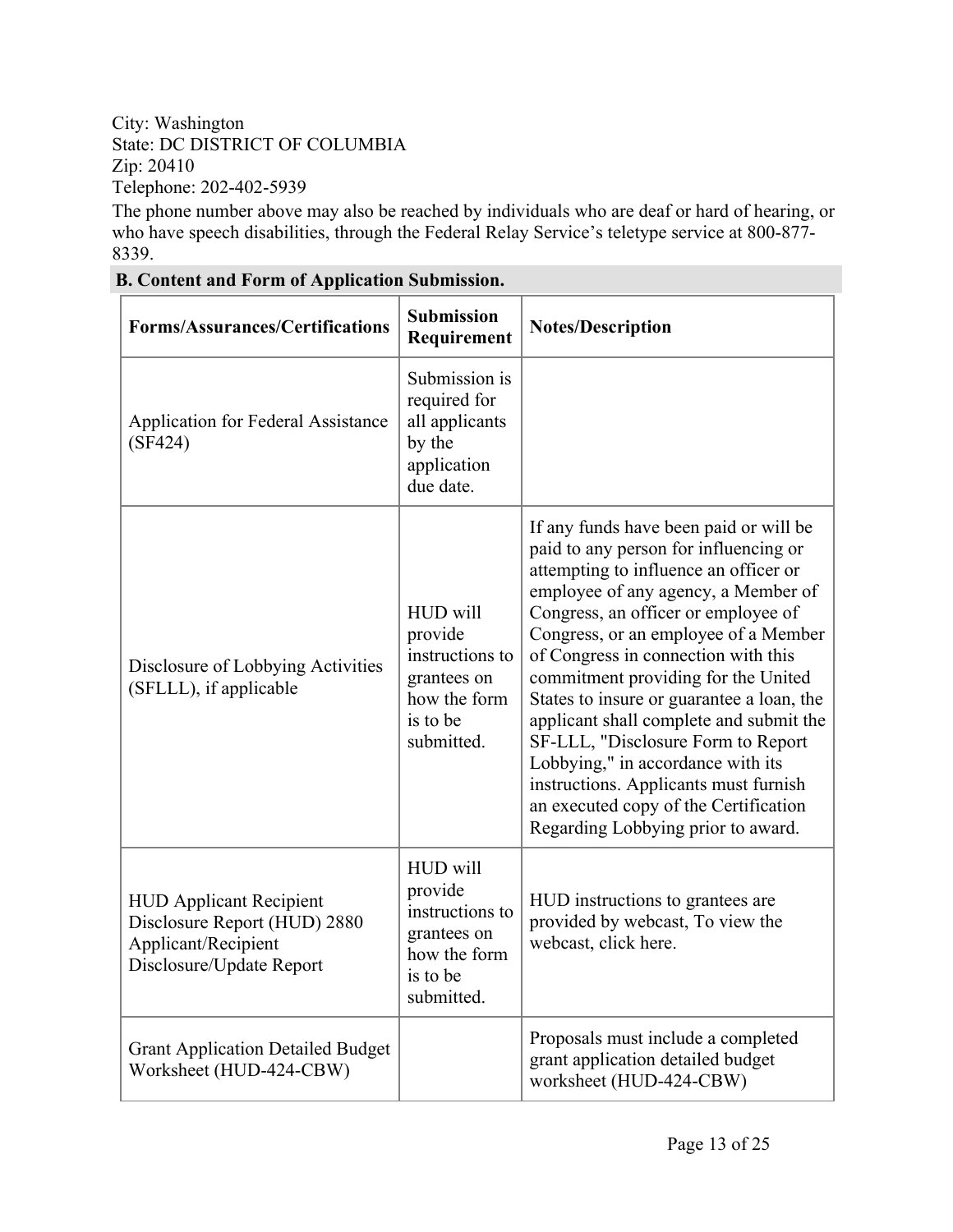City: Washington
State: DC DISTRICT OF COLUMBIA
Zip: 20410
Telephone: 202-402-5939

The phone number above may also be reached by individuals who are deaf or hard of hearing, or who have speech disabilities, through the Federal Relay Service's teletype service at 800-877-8339.

## B. Content and Form of Application Submission.

| Forms/Assurances/Certifications | Submission Requirement | Notes/Description |
| --- | --- | --- |
| Application for Federal Assistance (SF424) | Submission is required for all applicants by the application due date. | |
| Disclosure of Lobbying Activities (SFLLL), if applicable | HUD will provide instructions to grantees on how the form is to be submitted. | If any funds have been paid or will be paid to any person for influencing or attempting to influence an officer or employee of any agency, a Member of Congress, an officer or employee of Congress, or an employee of a Member of Congress in connection with this commitment providing for the United States to insure or guarantee a loan, the applicant shall complete and submit the SF-LLL, "Disclosure Form to Report Lobbying," in accordance with its instructions. Applicants must furnish an executed copy of the Certification Regarding Lobbying prior to award. |
| HUD Applicant Recipient Disclosure Report (HUD) 2880 Applicant/Recipient Disclosure/Update Report | HUD will provide instructions to grantees on how the form is to be submitted. | HUD instructions to grantees are provided by webcast, To view the webcast, click here. |
| Grant Application Detailed Budget Worksheet (HUD-424-CBW) | | Proposals must include a completed grant application detailed budget worksheet (HUD-424-CBW) |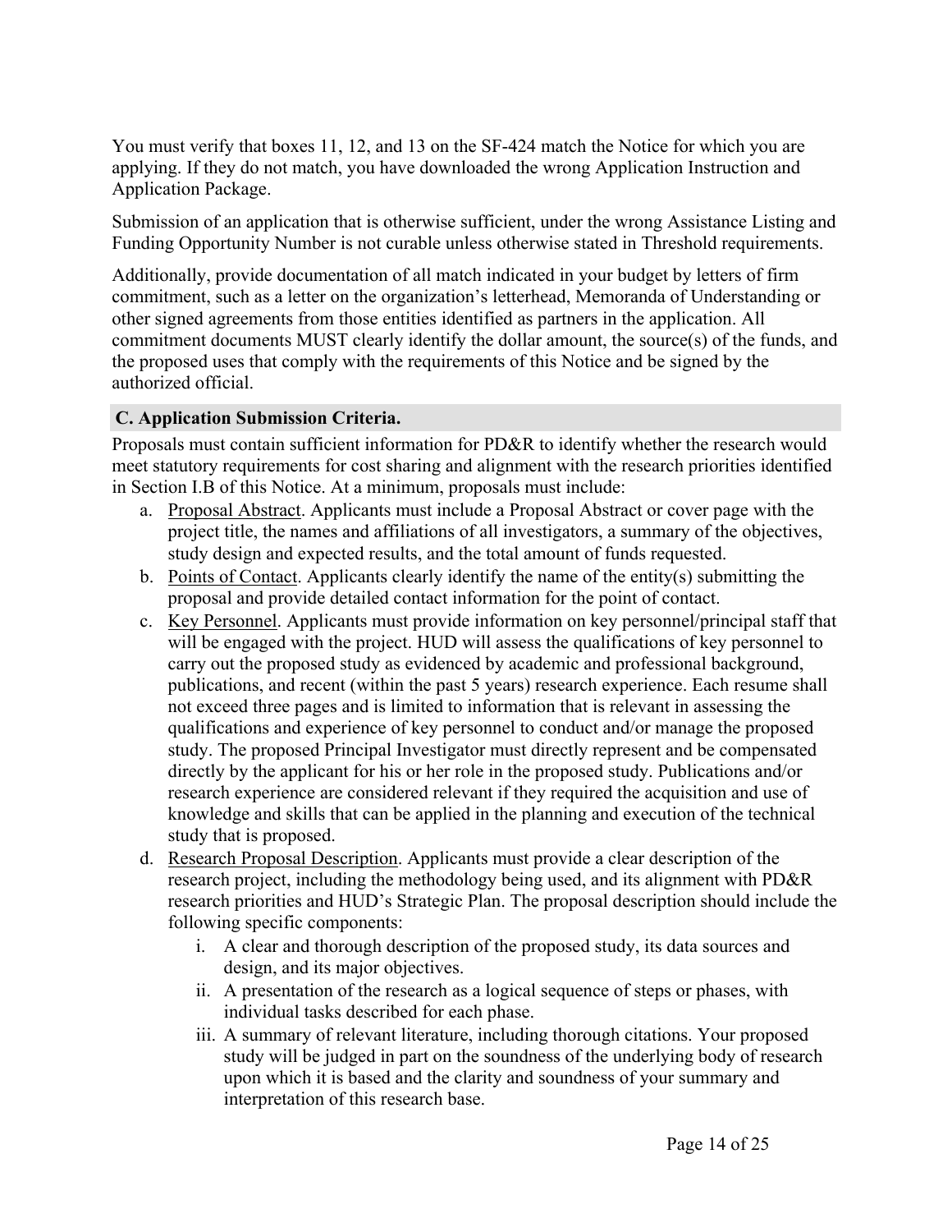You must verify that boxes 11, 12, and 13 on the SF-424 match the Notice for which you are applying. If they do not match, you have downloaded the wrong Application Instruction and Application Package.

Submission of an application that is otherwise sufficient, under the wrong Assistance Listing and Funding Opportunity Number is not curable unless otherwise stated in Threshold requirements.

Additionally, provide documentation of all match indicated in your budget by letters of firm commitment, such as a letter on the organization's letterhead, Memoranda of Understanding or other signed agreements from those entities identified as partners in the application. All commitment documents MUST clearly identify the dollar amount, the source(s) of the funds, and the proposed uses that comply with the requirements of this Notice and be signed by the authorized official.

### C. Application Submission Criteria.

Proposals must contain sufficient information for PD&R to identify whether the research would meet statutory requirements for cost sharing and alignment with the research priorities identified in Section I.B of this Notice. At a minimum, proposals must include:

a. Proposal Abstract. Applicants must include a Proposal Abstract or cover page with the project title, the names and affiliations of all investigators, a summary of the objectives, study design and expected results, and the total amount of funds requested.

b. Points of Contact. Applicants clearly identify the name of the entity(s) submitting the proposal and provide detailed contact information for the point of contact.

c. Key Personnel. Applicants must provide information on key personnel/principal staff that will be engaged with the project. HUD will assess the qualifications of key personnel to carry out the proposed study as evidenced by academic and professional background, publications, and recent (within the past 5 years) research experience. Each resume shall not exceed three pages and is limited to information that is relevant in assessing the qualifications and experience of key personnel to conduct and/or manage the proposed study. The proposed Principal Investigator must directly represent and be compensated directly by the applicant for his or her role in the proposed study. Publications and/or research experience are considered relevant if they required the acquisition and use of knowledge and skills that can be applied in the planning and execution of the technical study that is proposed.

d. Research Proposal Description. Applicants must provide a clear description of the research project, including the methodology being used, and its alignment with PD&R research priorities and HUD's Strategic Plan. The proposal description should include the following specific components:

   i. A clear and thorough description of the proposed study, its data sources and design, and its major objectives.

   ii. A presentation of the research as a logical sequence of steps or phases, with individual tasks described for each phase.

   iii. A summary of relevant literature, including thorough citations. Your proposed study will be judged in part on the soundness of the underlying body of research upon which it is based and the clarity and soundness of your summary and interpretation of this research base.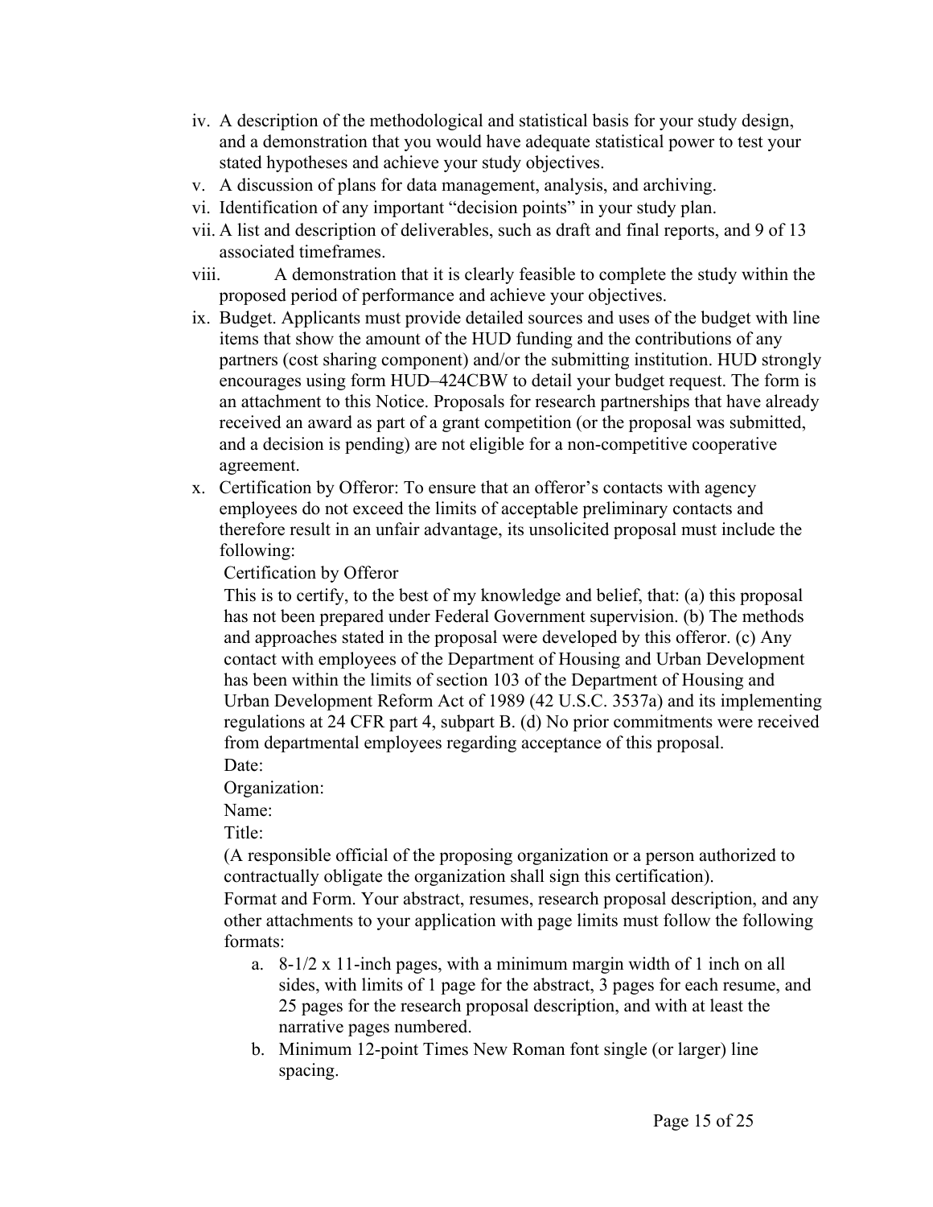iv. A description of the methodological and statistical basis for your study design, and a demonstration that you would have adequate statistical power to test your stated hypotheses and achieve your study objectives.

v. A discussion of plans for data management, analysis, and archiving.

vi. Identification of any important "decision points" in your study plan.

vii. A list and description of deliverables, such as draft and final reports, and 9 of 13 associated timeframes.

viii. A demonstration that it is clearly feasible to complete the study within the proposed period of performance and achieve your objectives.

ix. Budget. Applicants must provide detailed sources and uses of the budget with line items that show the amount of the HUD funding and the contributions of any partners (cost sharing component) and/or the submitting institution. HUD strongly encourages using form HUD–424CBW to detail your budget request. The form is an attachment to this Notice. Proposals for research partnerships that have already received an award as part of a grant competition (or the proposal was submitted, and a decision is pending) are not eligible for a non-competitive cooperative agreement.

x. Certification by Offeror: To ensure that an offeror's contacts with agency employees do not exceed the limits of acceptable preliminary contacts and therefore result in an unfair advantage, its unsolicited proposal must include the following:

   Certification by Offeror

   This is to certify, to the best of my knowledge and belief, that: (a) this proposal has not been prepared under Federal Government supervision. (b) The methods and approaches stated in the proposal were developed by this offeror. (c) Any contact with employees of the Department of Housing and Urban Development has been within the limits of section 103 of the Department of Housing and Urban Development Reform Act of 1989 (42 U.S.C. 3537a) and its implementing regulations at 24 CFR part 4, subpart B. (d) No prior commitments were received from departmental employees regarding acceptance of this proposal.

   Date:

   Organization:

   Name:

   Title:

   (A responsible official of the proposing organization or a person authorized to contractually obligate the organization shall sign this certification).

   Format and Form. Your abstract, resumes, research proposal description, and any other attachments to your application with page limits must follow the following formats:

   a. 8-1/2 x 11-inch pages, with a minimum margin width of 1 inch on all sides, with limits of 1 page for the abstract, 3 pages for each resume, and 25 pages for the research proposal description, and with at least the narrative pages numbered.

   b. Minimum 12-point Times New Roman font single (or larger) line spacing.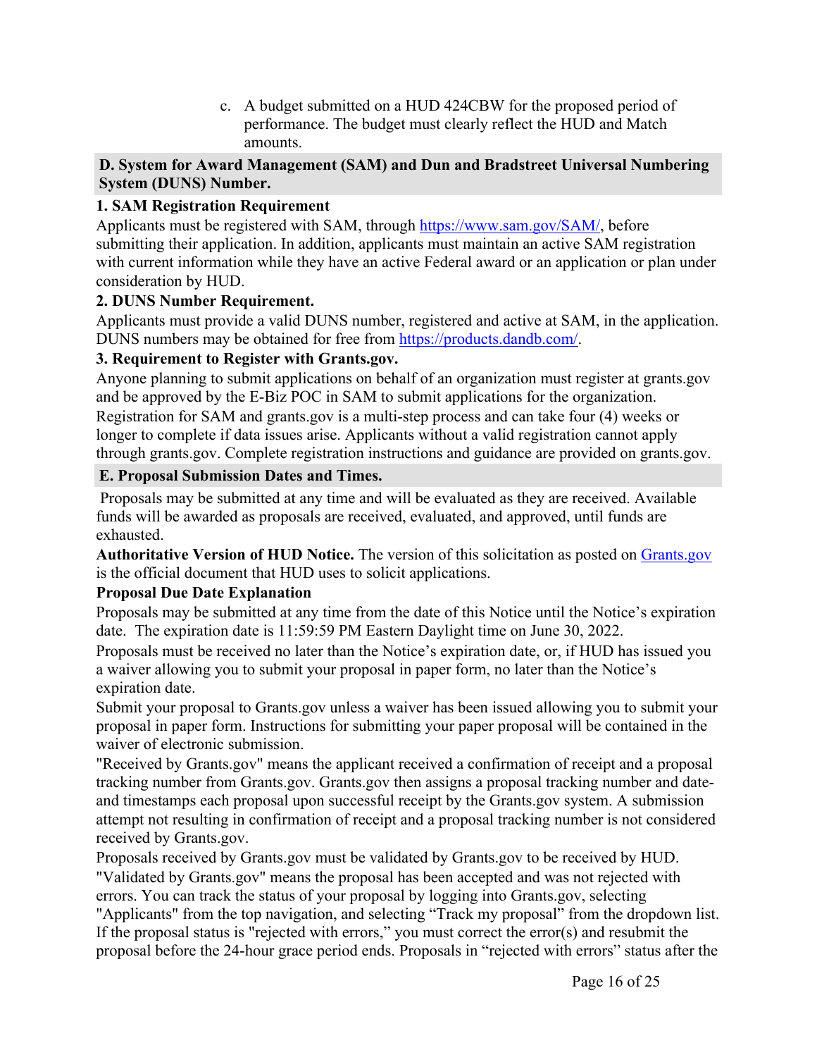c. A budget submitted on a HUD 424CBW for the proposed period of performance. The budget must clearly reflect the HUD and Match amounts.

## D. System for Award Management (SAM) and Dun and Bradstreet Universal Numbering System (DUNS) Number.

**1. SAM Registration Requirement**

Applicants must be registered with SAM, through https://www.sam.gov/SAM/, before submitting their application. In addition, applicants must maintain an active SAM registration with current information while they have an active Federal award or an application or plan under consideration by HUD.

**2. DUNS Number Requirement.**

Applicants must provide a valid DUNS number, registered and active at SAM, in the application. DUNS numbers may be obtained for free from https://products.dandb.com/.

**3. Requirement to Register with Grants.gov.**

Anyone planning to submit applications on behalf of an organization must register at grants.gov and be approved by the E-Biz POC in SAM to submit applications for the organization. Registration for SAM and grants.gov is a multi-step process and can take four (4) weeks or longer to complete if data issues arise. Applicants without a valid registration cannot apply through grants.gov. Complete registration instructions and guidance are provided on grants.gov.

## E. Proposal Submission Dates and Times.

Proposals may be submitted at any time and will be evaluated as they are received. Available funds will be awarded as proposals are received, evaluated, and approved, until funds are exhausted.

**Authoritative Version of HUD Notice.** The version of this solicitation as posted on Grants.gov is the official document that HUD uses to solicit applications.

**Proposal Due Date Explanation**

Proposals may be submitted at any time from the date of this Notice until the Notice's expiration date. The expiration date is 11:59:59 PM Eastern Daylight time on June 30, 2022.

Proposals must be received no later than the Notice's expiration date, or, if HUD has issued you a waiver allowing you to submit your proposal in paper form, no later than the Notice's expiration date.

Submit your proposal to Grants.gov unless a waiver has been issued allowing you to submit your proposal in paper form. Instructions for submitting your paper proposal will be contained in the waiver of electronic submission.

"Received by Grants.gov" means the applicant received a confirmation of receipt and a proposal tracking number from Grants.gov. Grants.gov then assigns a proposal tracking number and date- and timestamps each proposal upon successful receipt by the Grants.gov system. A submission attempt not resulting in confirmation of receipt and a proposal tracking number is not considered received by Grants.gov.

Proposals received by Grants.gov must be validated by Grants.gov to be received by HUD. "Validated by Grants.gov" means the proposal has been accepted and was not rejected with errors. You can track the status of your proposal by logging into Grants.gov, selecting "Applicants" from the top navigation, and selecting "Track my proposal" from the dropdown list. If the proposal status is "rejected with errors," you must correct the error(s) and resubmit the proposal before the 24-hour grace period ends. Proposals in "rejected with errors" status after the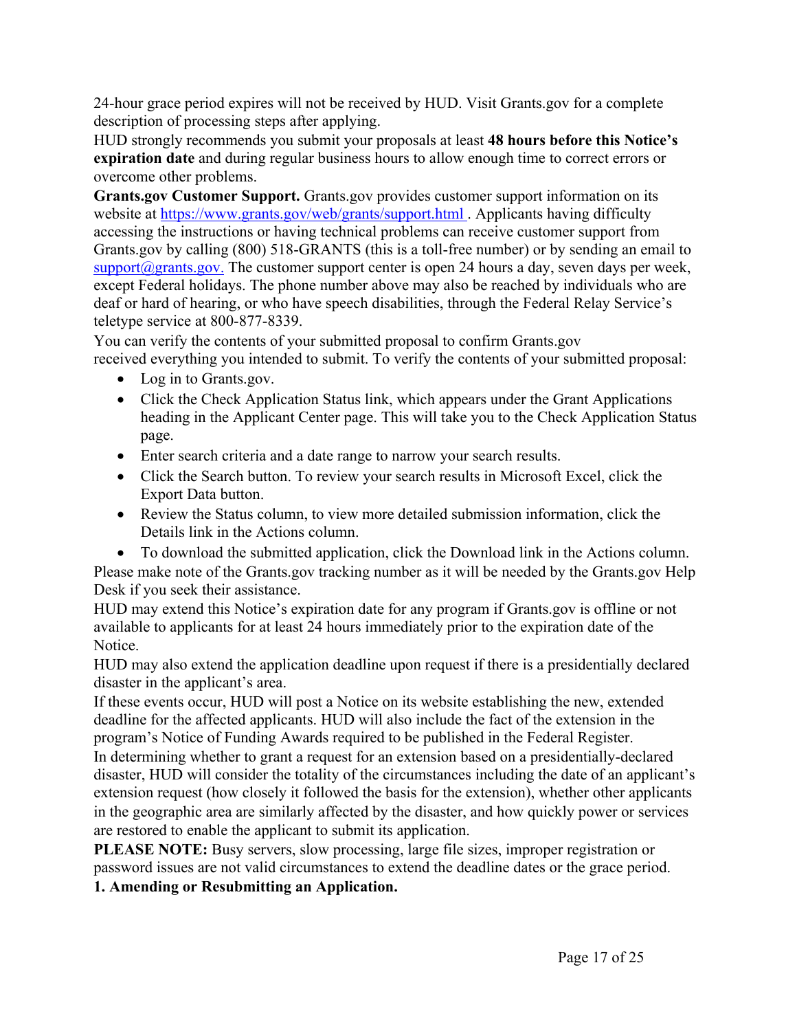24-hour grace period expires will not be received by HUD. Visit Grants.gov for a complete description of processing steps after applying.

HUD strongly recommends you submit your proposals at least **48 hours before this Notice's expiration date** and during regular business hours to allow enough time to correct errors or overcome other problems.

**Grants.gov Customer Support.** Grants.gov provides customer support information on its website at https://www.grants.gov/web/grants/support.html . Applicants having difficulty accessing the instructions or having technical problems can receive customer support from Grants.gov by calling (800) 518-GRANTS (this is a toll-free number) or by sending an email to support@grants.gov. The customer support center is open 24 hours a day, seven days per week, except Federal holidays. The phone number above may also be reached by individuals who are deaf or hard of hearing, or who have speech disabilities, through the Federal Relay Service's teletype service at 800-877-8339.

You can verify the contents of your submitted proposal to confirm Grants.gov received everything you intended to submit. To verify the contents of your submitted proposal:

- Log in to Grants.gov.
- Click the Check Application Status link, which appears under the Grant Applications heading in the Applicant Center page. This will take you to the Check Application Status page.
- Enter search criteria and a date range to narrow your search results.
- Click the Search button. To review your search results in Microsoft Excel, click the Export Data button.
- Review the Status column, to view more detailed submission information, click the Details link in the Actions column.
- To download the submitted application, click the Download link in the Actions column.

Please make note of the Grants.gov tracking number as it will be needed by the Grants.gov Help Desk if you seek their assistance.

HUD may extend this Notice's expiration date for any program if Grants.gov is offline or not available to applicants for at least 24 hours immediately prior to the expiration date of the Notice.

HUD may also extend the application deadline upon request if there is a presidentially declared disaster in the applicant's area.

If these events occur, HUD will post a Notice on its website establishing the new, extended deadline for the affected applicants. HUD will also include the fact of the extension in the program's Notice of Funding Awards required to be published in the Federal Register.

In determining whether to grant a request for an extension based on a presidentially-declared disaster, HUD will consider the totality of the circumstances including the date of an applicant's extension request (how closely it followed the basis for the extension), whether other applicants in the geographic area are similarly affected by the disaster, and how quickly power or services are restored to enable the applicant to submit its application.

**PLEASE NOTE:** Busy servers, slow processing, large file sizes, improper registration or password issues are not valid circumstances to extend the deadline dates or the grace period.

**1. Amending or Resubmitting an Application.**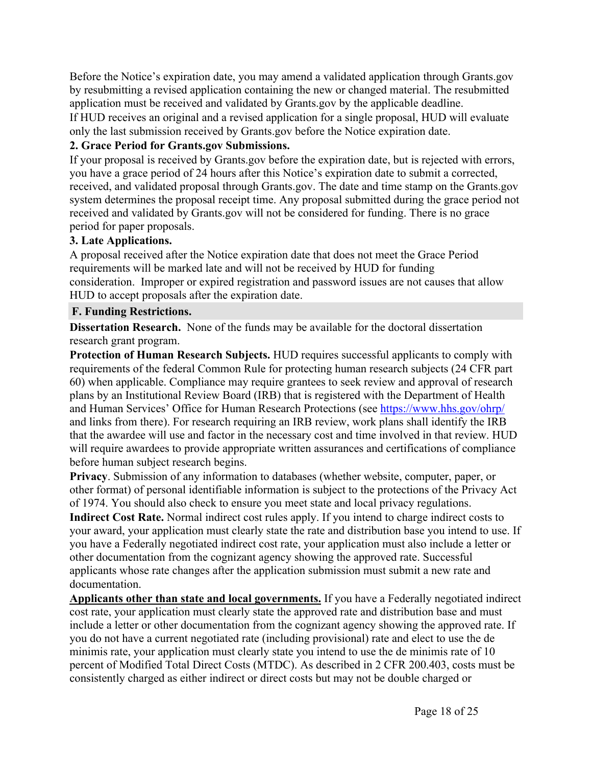Before the Notice's expiration date, you may amend a validated application through Grants.gov by resubmitting a revised application containing the new or changed material. The resubmitted application must be received and validated by Grants.gov by the applicable deadline.

If HUD receives an original and a revised application for a single proposal, HUD will evaluate only the last submission received by Grants.gov before the Notice expiration date.

### 2. Grace Period for Grants.gov Submissions.

If your proposal is received by Grants.gov before the expiration date, but is rejected with errors, you have a grace period of 24 hours after this Notice's expiration date to submit a corrected, received, and validated proposal through Grants.gov. The date and time stamp on the Grants.gov system determines the proposal receipt time. Any proposal submitted during the grace period not received and validated by Grants.gov will not be considered for funding. There is no grace period for paper proposals.

### 3. Late Applications.

A proposal received after the Notice expiration date that does not meet the Grace Period requirements will be marked late and will not be received by HUD for funding consideration. Improper or expired registration and password issues are not causes that allow HUD to accept proposals after the expiration date.

## F. Funding Restrictions.

**Dissertation Research.** None of the funds may be available for the doctoral dissertation research grant program.

**Protection of Human Research Subjects.** HUD requires successful applicants to comply with requirements of the federal Common Rule for protecting human research subjects (24 CFR part 60) when applicable. Compliance may require grantees to seek review and approval of research plans by an Institutional Review Board (IRB) that is registered with the Department of Health and Human Services' Office for Human Research Protections (see https://www.hhs.gov/ohrp/ and links from there). For research requiring an IRB review, work plans shall identify the IRB that the awardee will use and factor in the necessary cost and time involved in that review. HUD will require awardees to provide appropriate written assurances and certifications of compliance before human subject research begins.

**Privacy**. Submission of any information to databases (whether website, computer, paper, or other format) of personal identifiable information is subject to the protections of the Privacy Act of 1974. You should also check to ensure you meet state and local privacy regulations.

**Indirect Cost Rate.** Normal indirect cost rules apply. If you intend to charge indirect costs to your award, your application must clearly state the rate and distribution base you intend to use. If you have a Federally negotiated indirect cost rate, your application must also include a letter or other documentation from the cognizant agency showing the approved rate. Successful applicants whose rate changes after the application submission must submit a new rate and documentation.

**Applicants other than state and local governments.** If you have a Federally negotiated indirect cost rate, your application must clearly state the approved rate and distribution base and must include a letter or other documentation from the cognizant agency showing the approved rate. If you do not have a current negotiated rate (including provisional) rate and elect to use the de minimis rate, your application must clearly state you intend to use the de minimis rate of 10 percent of Modified Total Direct Costs (MTDC). As described in 2 CFR 200.403, costs must be consistently charged as either indirect or direct costs but may not be double charged or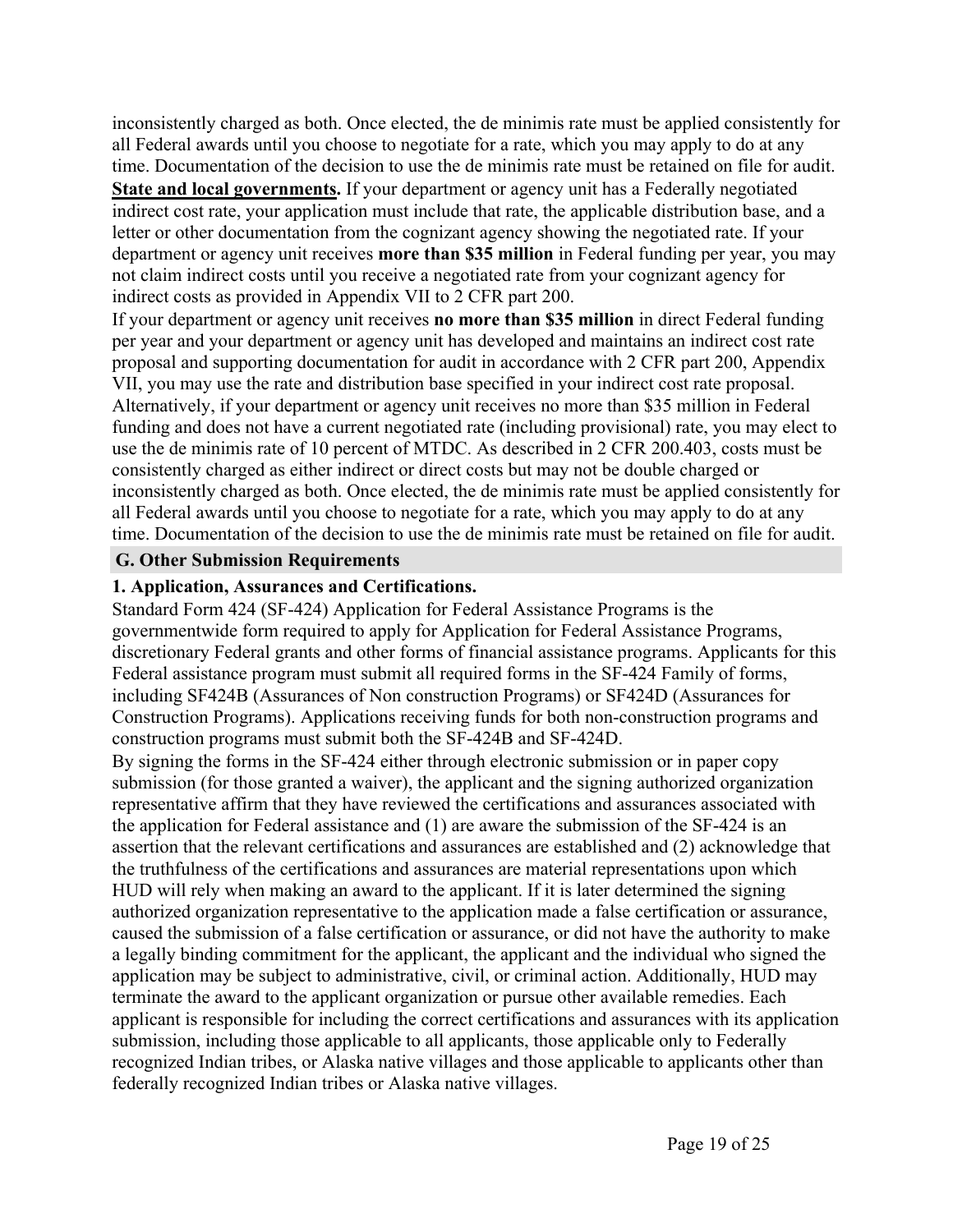inconsistently charged as both. Once elected, the de minimis rate must be applied consistently for all Federal awards until you choose to negotiate for a rate, which you may apply to do at any time. Documentation of the decision to use the de minimis rate must be retained on file for audit.

**State and local governments.** If your department or agency unit has a Federally negotiated indirect cost rate, your application must include that rate, the applicable distribution base, and a letter or other documentation from the cognizant agency showing the negotiated rate. If your department or agency unit receives **more than $35 million** in Federal funding per year, you may not claim indirect costs until you receive a negotiated rate from your cognizant agency for indirect costs as provided in Appendix VII to 2 CFR part 200.

If your department or agency unit receives **no more than $35 million** in direct Federal funding per year and your department or agency unit has developed and maintains an indirect cost rate proposal and supporting documentation for audit in accordance with 2 CFR part 200, Appendix VII, you may use the rate and distribution base specified in your indirect cost rate proposal. Alternatively, if your department or agency unit receives no more than $35 million in Federal funding and does not have a current negotiated rate (including provisional) rate, you may elect to use the de minimis rate of 10 percent of MTDC. As described in 2 CFR 200.403, costs must be consistently charged as either indirect or direct costs but may not be double charged or inconsistently charged as both. Once elected, the de minimis rate must be applied consistently for all Federal awards until you choose to negotiate for a rate, which you may apply to do at any time. Documentation of the decision to use the de minimis rate must be retained on file for audit.

## G. Other Submission Requirements

### 1. Application, Assurances and Certifications.

Standard Form 424 (SF-424) Application for Federal Assistance Programs is the governmentwide form required to apply for Application for Federal Assistance Programs, discretionary Federal grants and other forms of financial assistance programs. Applicants for this Federal assistance program must submit all required forms in the SF-424 Family of forms, including SF424B (Assurances of Non construction Programs) or SF424D (Assurances for Construction Programs). Applications receiving funds for both non-construction programs and construction programs must submit both the SF-424B and SF-424D.

By signing the forms in the SF-424 either through electronic submission or in paper copy submission (for those granted a waiver), the applicant and the signing authorized organization representative affirm that they have reviewed the certifications and assurances associated with the application for Federal assistance and (1) are aware the submission of the SF-424 is an assertion that the relevant certifications and assurances are established and (2) acknowledge that the truthfulness of the certifications and assurances are material representations upon which HUD will rely when making an award to the applicant. If it is later determined the signing authorized organization representative to the application made a false certification or assurance, caused the submission of a false certification or assurance, or did not have the authority to make a legally binding commitment for the applicant, the applicant and the individual who signed the application may be subject to administrative, civil, or criminal action. Additionally, HUD may terminate the award to the applicant organization or pursue other available remedies. Each applicant is responsible for including the correct certifications and assurances with its application submission, including those applicable to all applicants, those applicable only to Federally recognized Indian tribes, or Alaska native villages and those applicable to applicants other than federally recognized Indian tribes or Alaska native villages.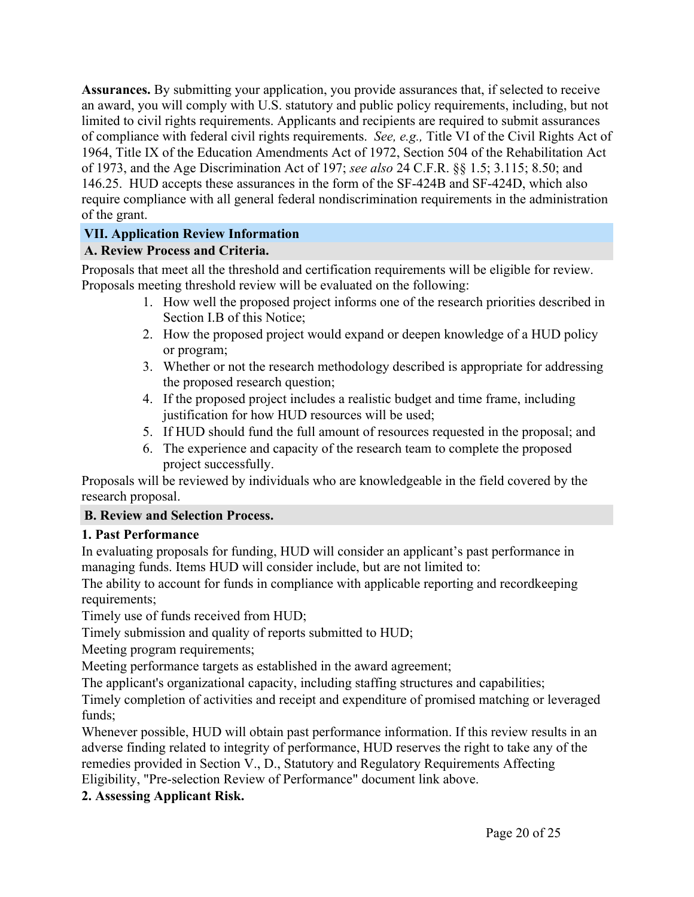**Assurances.** By submitting your application, you provide assurances that, if selected to receive an award, you will comply with U.S. statutory and public policy requirements, including, but not limited to civil rights requirements. Applicants and recipients are required to submit assurances of compliance with federal civil rights requirements. *See, e.g.,* Title VI of the Civil Rights Act of 1964, Title IX of the Education Amendments Act of 1972, Section 504 of the Rehabilitation Act of 1973, and the Age Discrimination Act of 197; *see also* 24 C.F.R. §§ 1.5; 3.115; 8.50; and 146.25. HUD accepts these assurances in the form of the SF-424B and SF-424D, which also require compliance with all general federal nondiscrimination requirements in the administration of the grant.

## VII. Application Review Information

### A. Review Process and Criteria.

Proposals that meet all the threshold and certification requirements will be eligible for review. Proposals meeting threshold review will be evaluated on the following:

1. How well the proposed project informs one of the research priorities described in Section I.B of this Notice;
2. How the proposed project would expand or deepen knowledge of a HUD policy or program;
3. Whether or not the research methodology described is appropriate for addressing the proposed research question;
4. If the proposed project includes a realistic budget and time frame, including justification for how HUD resources will be used;
5. If HUD should fund the full amount of resources requested in the proposal; and
6. The experience and capacity of the research team to complete the proposed project successfully.

Proposals will be reviewed by individuals who are knowledgeable in the field covered by the research proposal.

### B. Review and Selection Process.

**1. Past Performance**

In evaluating proposals for funding, HUD will consider an applicant's past performance in managing funds. Items HUD will consider include, but are not limited to:

The ability to account for funds in compliance with applicable reporting and recordkeeping requirements;

Timely use of funds received from HUD;

Timely submission and quality of reports submitted to HUD;

Meeting program requirements;

Meeting performance targets as established in the award agreement;

The applicant's organizational capacity, including staffing structures and capabilities;

Timely completion of activities and receipt and expenditure of promised matching or leveraged funds;

Whenever possible, HUD will obtain past performance information. If this review results in an adverse finding related to integrity of performance, HUD reserves the right to take any of the remedies provided in Section V., D., Statutory and Regulatory Requirements Affecting Eligibility, "Pre-selection Review of Performance" document link above.

**2. Assessing Applicant Risk.**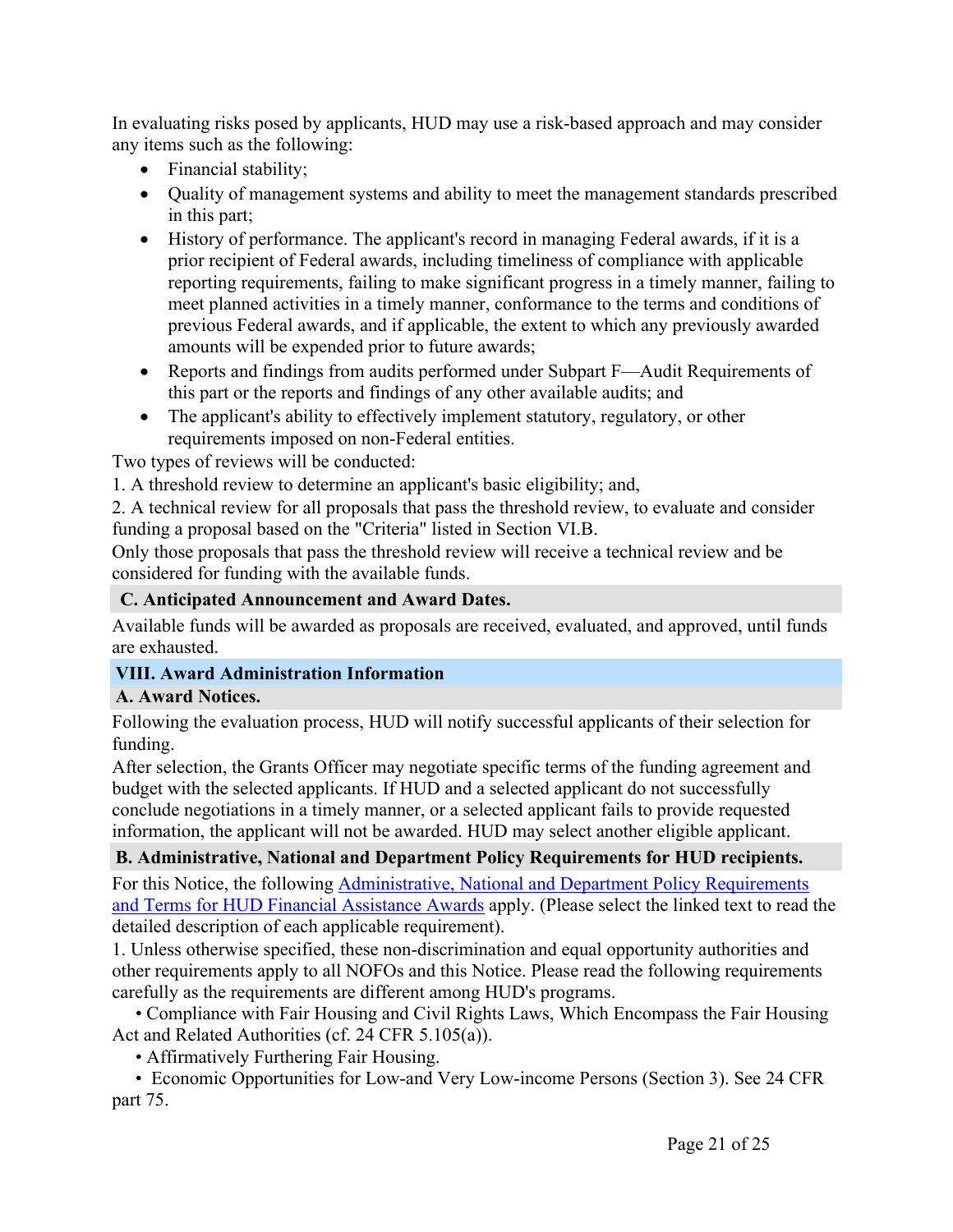In evaluating risks posed by applicants, HUD may use a risk-based approach and may consider any items such as the following:

- Financial stability;
- Quality of management systems and ability to meet the management standards prescribed in this part;
- History of performance. The applicant's record in managing Federal awards, if it is a prior recipient of Federal awards, including timeliness of compliance with applicable reporting requirements, failing to make significant progress in a timely manner, failing to meet planned activities in a timely manner, conformance to the terms and conditions of previous Federal awards, and if applicable, the extent to which any previously awarded amounts will be expended prior to future awards;
- Reports and findings from audits performed under Subpart F—Audit Requirements of this part or the reports and findings of any other available audits; and
- The applicant's ability to effectively implement statutory, regulatory, or other requirements imposed on non-Federal entities.

Two types of reviews will be conducted:

1. A threshold review to determine an applicant's basic eligibility; and,
2. A technical review for all proposals that pass the threshold review, to evaluate and consider funding a proposal based on the "Criteria" listed in Section VI.B.

Only those proposals that pass the threshold review will receive a technical review and be considered for funding with the available funds.

### C. Anticipated Announcement and Award Dates.

Available funds will be awarded as proposals are received, evaluated, and approved, until funds are exhausted.

## VIII. Award Administration Information

### A. Award Notices.

Following the evaluation process, HUD will notify successful applicants of their selection for funding.

After selection, the Grants Officer may negotiate specific terms of the funding agreement and budget with the selected applicants. If HUD and a selected applicant do not successfully conclude negotiations in a timely manner, or a selected applicant fails to provide requested information, the applicant will not be awarded. HUD may select another eligible applicant.

### B. Administrative, National and Department Policy Requirements for HUD recipients.

For this Notice, the following Administrative, National and Department Policy Requirements and Terms for HUD Financial Assistance Awards apply. (Please select the linked text to read the detailed description of each applicable requirement).

1. Unless otherwise specified, these non-discrimination and equal opportunity authorities and other requirements apply to all NOFOs and this Notice. Please read the following requirements carefully as the requirements are different among HUD's programs.

- Compliance with Fair Housing and Civil Rights Laws, Which Encompass the Fair Housing Act and Related Authorities (cf. 24 CFR 5.105(a)).
- Affirmatively Furthering Fair Housing.
- Economic Opportunities for Low-and Very Low-income Persons (Section 3). See 24 CFR part 75.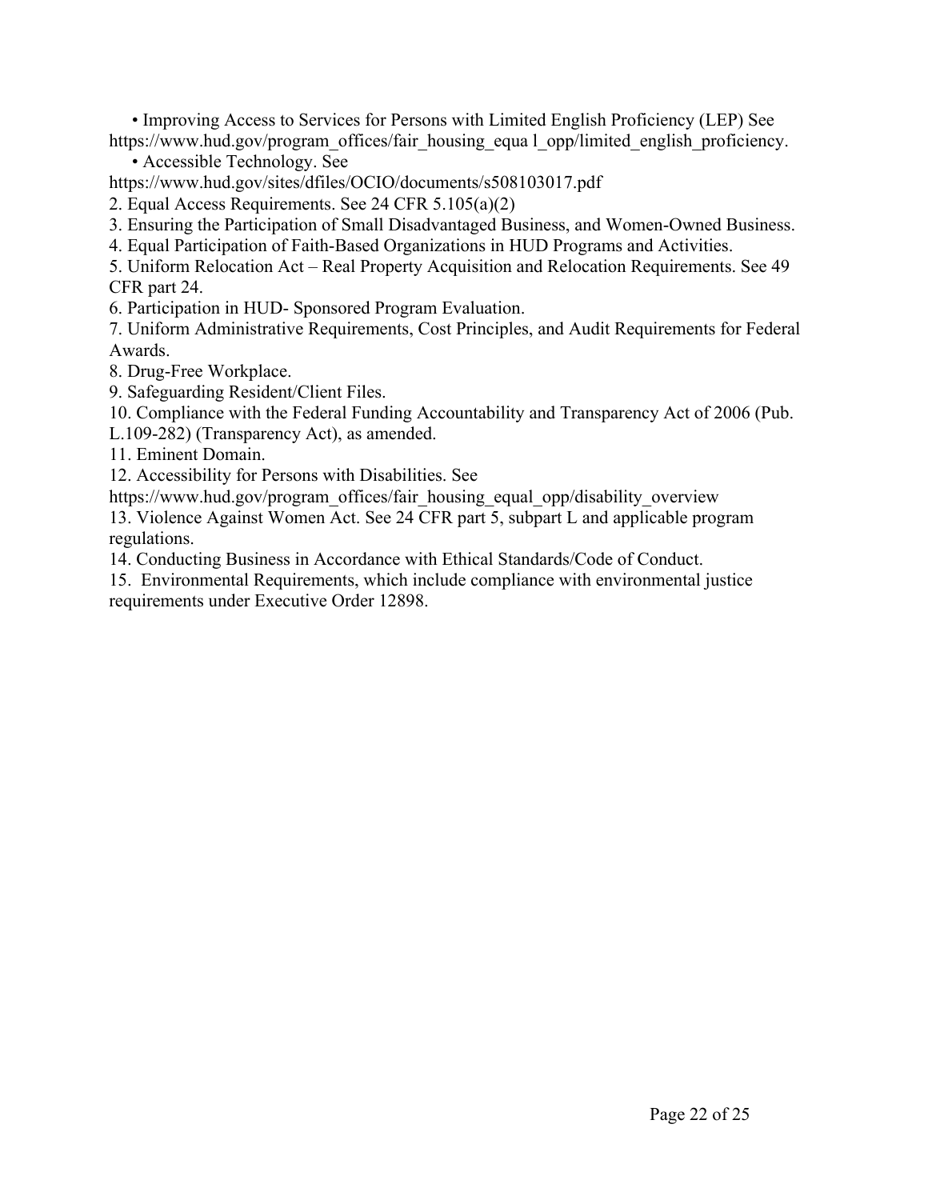- Improving Access to Services for Persons with Limited English Proficiency (LEP) See https://www.hud.gov/program_offices/fair_housing_equa l_opp/limited_english_proficiency.
- Accessible Technology. See https://www.hud.gov/sites/dfiles/OCIO/documents/s508103017.pdf

2. Equal Access Requirements. See 24 CFR 5.105(a)(2)
3. Ensuring the Participation of Small Disadvantaged Business, and Women-Owned Business.
4. Equal Participation of Faith-Based Organizations in HUD Programs and Activities.
5. Uniform Relocation Act – Real Property Acquisition and Relocation Requirements. See 49 CFR part 24.
6. Participation in HUD- Sponsored Program Evaluation.
7. Uniform Administrative Requirements, Cost Principles, and Audit Requirements for Federal Awards.
8. Drug-Free Workplace.
9. Safeguarding Resident/Client Files.
10. Compliance with the Federal Funding Accountability and Transparency Act of 2006 (Pub. L.109-282) (Transparency Act), as amended.
11. Eminent Domain.
12. Accessibility for Persons with Disabilities. See https://www.hud.gov/program_offices/fair_housing_equal_opp/disability_overview
13. Violence Against Women Act. See 24 CFR part 5, subpart L and applicable program regulations.
14. Conducting Business in Accordance with Ethical Standards/Code of Conduct.
15. Environmental Requirements, which include compliance with environmental justice requirements under Executive Order 12898.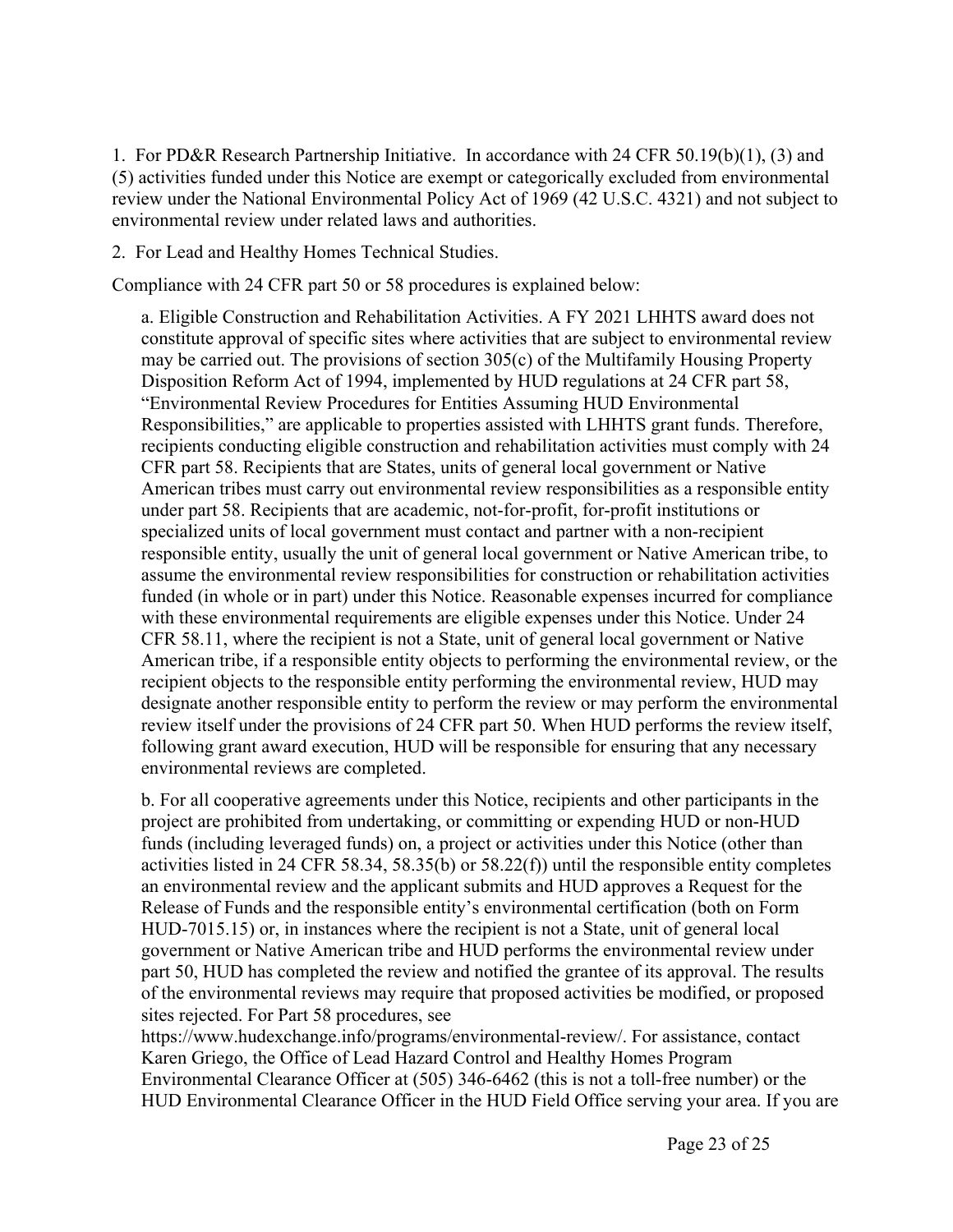1. For PD&R Research Partnership Initiative. In accordance with 24 CFR 50.19(b)(1), (3) and (5) activities funded under this Notice are exempt or categorically excluded from environmental review under the National Environmental Policy Act of 1969 (42 U.S.C. 4321) and not subject to environmental review under related laws and authorities.

2. For Lead and Healthy Homes Technical Studies.

Compliance with 24 CFR part 50 or 58 procedures is explained below:

a. Eligible Construction and Rehabilitation Activities. A FY 2021 LHHTS award does not constitute approval of specific sites where activities that are subject to environmental review may be carried out. The provisions of section 305(c) of the Multifamily Housing Property Disposition Reform Act of 1994, implemented by HUD regulations at 24 CFR part 58, "Environmental Review Procedures for Entities Assuming HUD Environmental Responsibilities," are applicable to properties assisted with LHHTS grant funds. Therefore, recipients conducting eligible construction and rehabilitation activities must comply with 24 CFR part 58. Recipients that are States, units of general local government or Native American tribes must carry out environmental review responsibilities as a responsible entity under part 58. Recipients that are academic, not-for-profit, for-profit institutions or specialized units of local government must contact and partner with a non-recipient responsible entity, usually the unit of general local government or Native American tribe, to assume the environmental review responsibilities for construction or rehabilitation activities funded (in whole or in part) under this Notice. Reasonable expenses incurred for compliance with these environmental requirements are eligible expenses under this Notice. Under 24 CFR 58.11, where the recipient is not a State, unit of general local government or Native American tribe, if a responsible entity objects to performing the environmental review, or the recipient objects to the responsible entity performing the environmental review, HUD may designate another responsible entity to perform the review or may perform the environmental review itself under the provisions of 24 CFR part 50. When HUD performs the review itself, following grant award execution, HUD will be responsible for ensuring that any necessary environmental reviews are completed.

b. For all cooperative agreements under this Notice, recipients and other participants in the project are prohibited from undertaking, or committing or expending HUD or non-HUD funds (including leveraged funds) on, a project or activities under this Notice (other than activities listed in 24 CFR 58.34, 58.35(b) or 58.22(f)) until the responsible entity completes an environmental review and the applicant submits and HUD approves a Request for the Release of Funds and the responsible entity's environmental certification (both on Form HUD-7015.15) or, in instances where the recipient is not a State, unit of general local government or Native American tribe and HUD performs the environmental review under part 50, HUD has completed the review and notified the grantee of its approval. The results of the environmental reviews may require that proposed activities be modified, or proposed sites rejected. For Part 58 procedures, see https://www.hudexchange.info/programs/environmental-review/. For assistance, contact Karen Griego, the Office of Lead Hazard Control and Healthy Homes Program Environmental Clearance Officer at (505) 346-6462 (this is not a toll-free number) or the HUD Environmental Clearance Officer in the HUD Field Office serving your area. If you are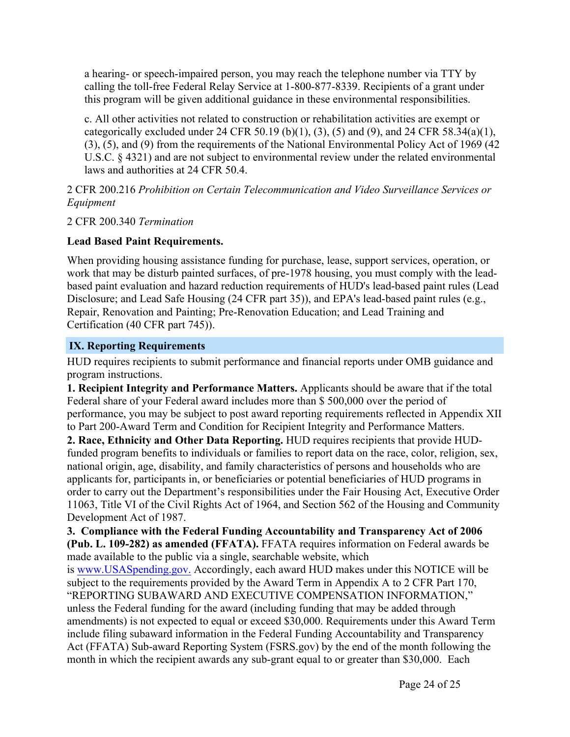a hearing- or speech-impaired person, you may reach the telephone number via TTY by calling the toll-free Federal Relay Service at 1-800-877-8339. Recipients of a grant under this program will be given additional guidance in these environmental responsibilities.

c. All other activities not related to construction or rehabilitation activities are exempt or categorically excluded under 24 CFR 50.19 (b)(1), (3), (5) and (9), and 24 CFR 58.34(a)(1), (3), (5), and (9) from the requirements of the National Environmental Policy Act of 1969 (42 U.S.C. § 4321) and are not subject to environmental review under the related environmental laws and authorities at 24 CFR 50.4.

2 CFR 200.216 *Prohibition on Certain Telecommunication and Video Surveillance Services or Equipment*

2 CFR 200.340 *Termination*

**Lead Based Paint Requirements.**

When providing housing assistance funding for purchase, lease, support services, operation, or work that may be disturb painted surfaces, of pre-1978 housing, you must comply with the lead-based paint evaluation and hazard reduction requirements of HUD's lead-based paint rules (Lead Disclosure; and Lead Safe Housing (24 CFR part 35)), and EPA's lead-based paint rules (e.g., Repair, Renovation and Painting; Pre-Renovation Education; and Lead Training and Certification (40 CFR part 745)).

## IX. Reporting Requirements

HUD requires recipients to submit performance and financial reports under OMB guidance and program instructions.

**1. Recipient Integrity and Performance Matters.** Applicants should be aware that if the total Federal share of your Federal award includes more than $ 500,000 over the period of performance, you may be subject to post award reporting requirements reflected in Appendix XII to Part 200-Award Term and Condition for Recipient Integrity and Performance Matters.

**2. Race, Ethnicity and Other Data Reporting.** HUD requires recipients that provide HUD-funded program benefits to individuals or families to report data on the race, color, religion, sex, national origin, age, disability, and family characteristics of persons and households who are applicants for, participants in, or beneficiaries or potential beneficiaries of HUD programs in order to carry out the Department's responsibilities under the Fair Housing Act, Executive Order 11063, Title VI of the Civil Rights Act of 1964, and Section 562 of the Housing and Community Development Act of 1987.

**3. Compliance with the Federal Funding Accountability and Transparency Act of 2006 (Pub. L. 109-282) as amended (FFATA).** FFATA requires information on Federal awards be made available to the public via a single, searchable website, which is [www.USASpending.gov.](http://www.USASpending.gov) Accordingly, each award HUD makes under this NOTICE will be subject to the requirements provided by the Award Term in Appendix A to 2 CFR Part 170, "REPORTING SUBAWARD AND EXECUTIVE COMPENSATION INFORMATION," unless the Federal funding for the award (including funding that may be added through amendments) is not expected to equal or exceed $30,000. Requirements under this Award Term include filing subaward information in the Federal Funding Accountability and Transparency Act (FFATA) Sub-award Reporting System (FSRS.gov) by the end of the month following the month in which the recipient awards any sub-grant equal to or greater than $30,000. Each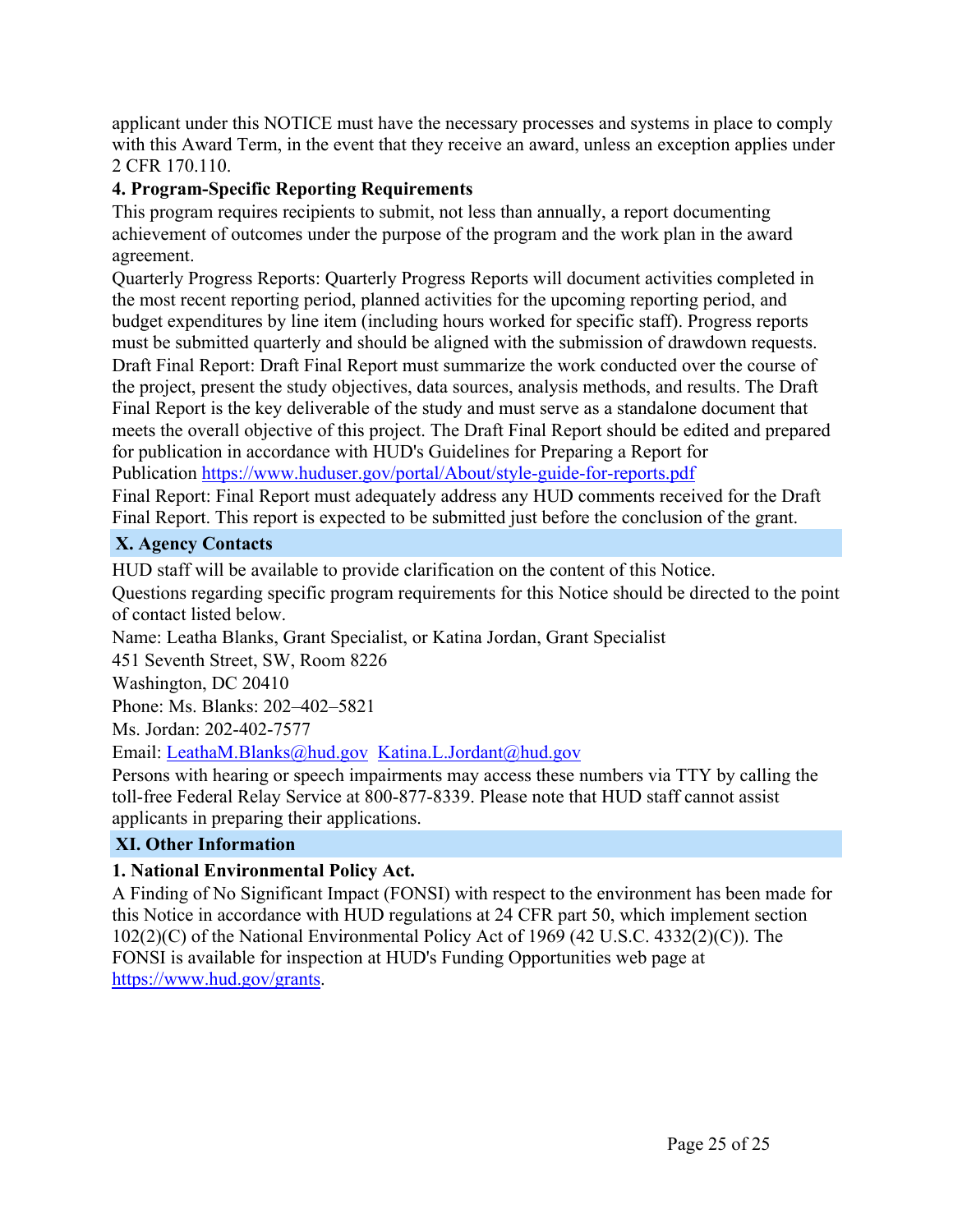applicant under this NOTICE must have the necessary processes and systems in place to comply with this Award Term, in the event that they receive an award, unless an exception applies under 2 CFR 170.110.

**4. Program-Specific Reporting Requirements**

This program requires recipients to submit, not less than annually, a report documenting achievement of outcomes under the purpose of the program and the work plan in the award agreement.

Quarterly Progress Reports: Quarterly Progress Reports will document activities completed in the most recent reporting period, planned activities for the upcoming reporting period, and budget expenditures by line item (including hours worked for specific staff). Progress reports must be submitted quarterly and should be aligned with the submission of drawdown requests.

Draft Final Report: Draft Final Report must summarize the work conducted over the course of the project, present the study objectives, data sources, analysis methods, and results. The Draft Final Report is the key deliverable of the study and must serve as a standalone document that meets the overall objective of this project. The Draft Final Report should be edited and prepared for publication in accordance with HUD's Guidelines for Preparing a Report for Publication https://www.huduser.gov/portal/About/style-guide-for-reports.pdf

Final Report: Final Report must adequately address any HUD comments received for the Draft Final Report. This report is expected to be submitted just before the conclusion of the grant.

## X. Agency Contacts

HUD staff will be available to provide clarification on the content of this Notice.

Questions regarding specific program requirements for this Notice should be directed to the point of contact listed below.

Name: Leatha Blanks, Grant Specialist, or Katina Jordan, Grant Specialist

451 Seventh Street, SW, Room 8226

Washington, DC 20410

Phone: Ms. Blanks: 202–402–5821

Ms. Jordan: 202-402-7577

Email: LeathaM.Blanks@hud.gov  Katina.L.Jordant@hud.gov

Persons with hearing or speech impairments may access these numbers via TTY by calling the toll-free Federal Relay Service at 800-877-8339. Please note that HUD staff cannot assist applicants in preparing their applications.

## XI. Other Information

**1. National Environmental Policy Act.**

A Finding of No Significant Impact (FONSI) with respect to the environment has been made for this Notice in accordance with HUD regulations at 24 CFR part 50, which implement section 102(2)(C) of the National Environmental Policy Act of 1969 (42 U.S.C. 4332(2)(C)). The FONSI is available for inspection at HUD's Funding Opportunities web page at https://www.hud.gov/grants.